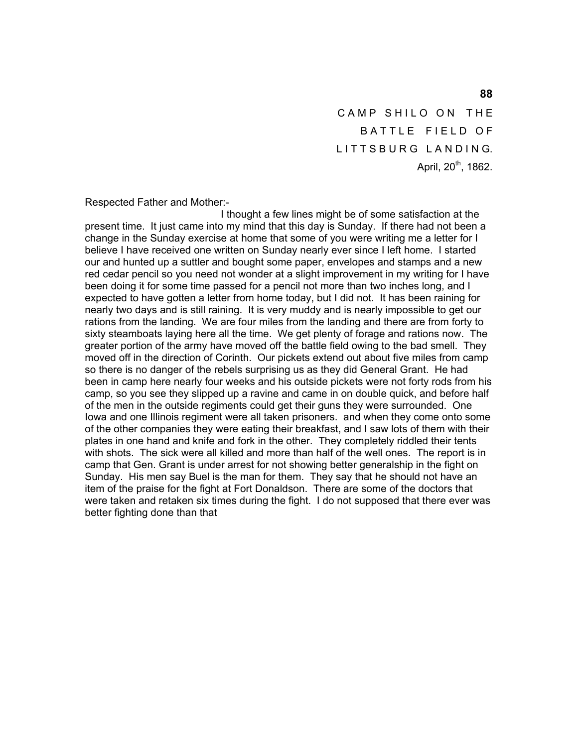CAMP SHILO ON THE BATTLE FIELD OF LITTSBURG LANDING.
April, 20th, 1862.

Respected Father and Mother:-

I thought a few lines might be of some satisfaction at the present time. It just came into my mind that this day is Sunday. If there had not been a change in the Sunday exercise at home that some of you were writing me a letter for I believe I have received one written on Sunday nearly ever since I left home. I started our and hunted up a suttler and bought some paper, envelopes and stamps and a new red cedar pencil so you need not wonder at a slight improvement in my writing for I have been doing it for some time passed for a pencil not more than two inches long, and I expected to have gotten a letter from home today, but I did not. It has been raining for nearly two days and is still raining. It is very muddy and is nearly impossible to get our rations from the landing. We are four miles from the landing and there are from forty to sixty steamboats laying here all the time. We get plenty of forage and rations now. The greater portion of the army have moved off the battle field owing to the bad smell. They moved off in the direction of Corinth. Our pickets extend out about five miles from camp so there is no danger of the rebels surprising us as they did General Grant. He had been in camp here nearly four weeks and his outside pickets were not forty rods from his camp, so you see they slipped up a ravine and came in on double quick, and before half of the men in the outside regiments could get their guns they were surrounded. One Iowa and one Illinois regiment were all taken prisoners. and when they come onto some of the other companies they were eating their breakfast, and I saw lots of them with their plates in one hand and knife and fork in the other. They completely riddled their tents with shots. The sick were all killed and more than half of the well ones. The report is in camp that Gen. Grant is under arrest for not showing better generalship in the fight on Sunday. His men say Buel is the man for them. They say that he should not have an item of the praise for the fight at Fort Donaldson. There are some of the doctors that were taken and retaken six times during the fight. I do not supposed that there ever was better fighting done than that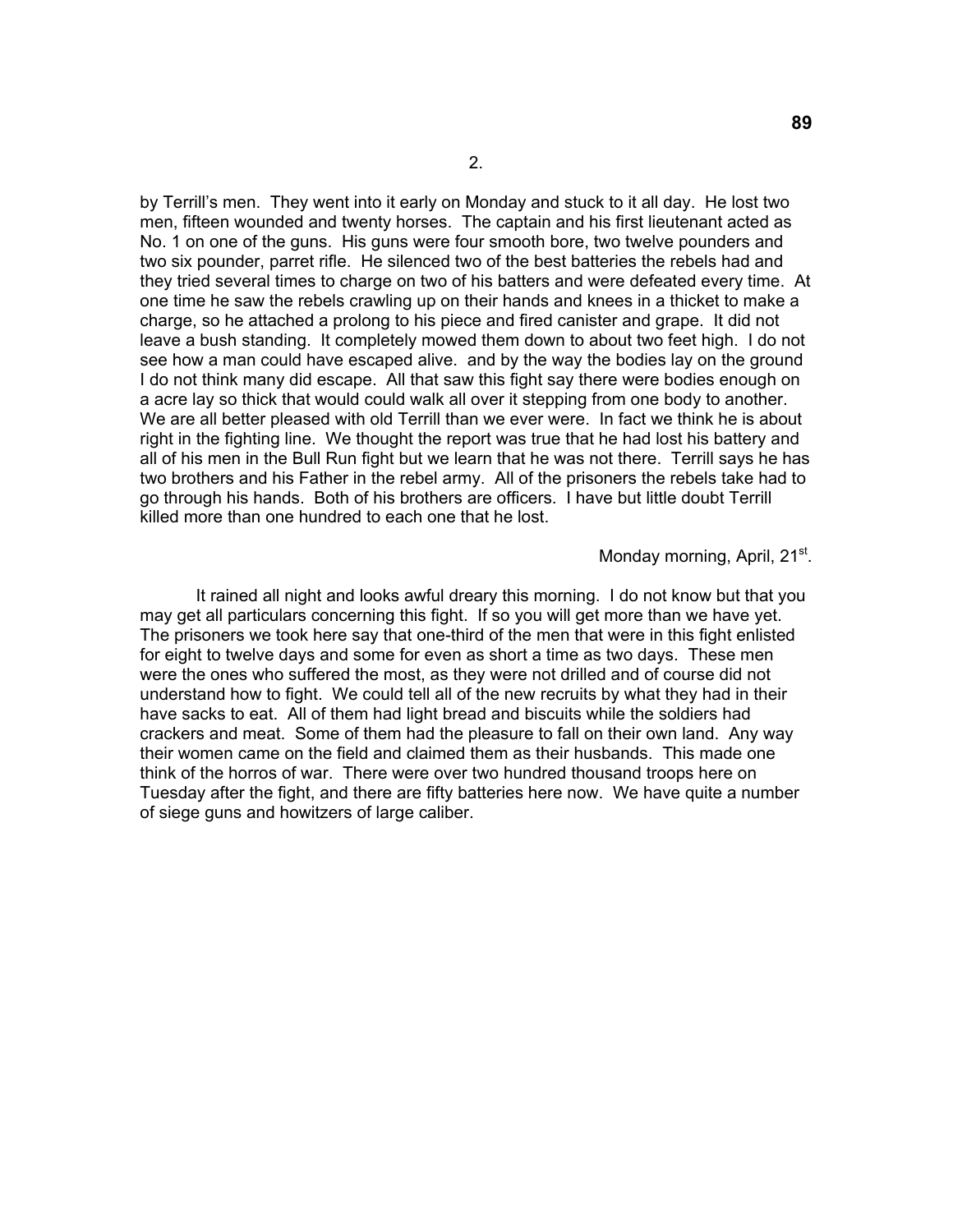2.

by Terrill's men. They went into it early on Monday and stuck to it all day. He lost two men, fifteen wounded and twenty horses. The captain and his first lieutenant acted as No. 1 on one of the guns. His guns were four smooth bore, two twelve pounders and two six pounder, parret rifle. He silenced two of the best batteries the rebels had and they tried several times to charge on two of his batters and were defeated every time. At one time he saw the rebels crawling up on their hands and knees in a thicket to make a charge, so he attached a prolong to his piece and fired canister and grape. It did not leave a bush standing. It completely mowed them down to about two feet high. I do not see how a man could have escaped alive. and by the way the bodies lay on the ground I do not think many did escape. All that saw this fight say there were bodies enough on a acre lay so thick that would could walk all over it stepping from one body to another. We are all better pleased with old Terrill than we ever were. In fact we think he is about right in the fighting line. We thought the report was true that he had lost his battery and all of his men in the Bull Run fight but we learn that he was not there. Terrill says he has two brothers and his Father in the rebel army. All of the prisoners the rebels take had to go through his hands. Both of his brothers are officers. I have but little doubt Terrill killed more than one hundred to each one that he lost.

Monday morning, April, 21st.

It rained all night and looks awful dreary this morning. I do not know but that you may get all particulars concerning this fight. If so you will get more than we have yet. The prisoners we took here say that one-third of the men that were in this fight enlisted for eight to twelve days and some for even as short a time as two days. These men were the ones who suffered the most, as they were not drilled and of course did not understand how to fight. We could tell all of the new recruits by what they had in their have sacks to eat. All of them had light bread and biscuits while the soldiers had crackers and meat. Some of them had the pleasure to fall on their own land. Any way their women came on the field and claimed them as their husbands. This made one think of the horros of war. There were over two hundred thousand troops here on Tuesday after the fight, and there are fifty batteries here now. We have quite a number of siege guns and howitzers of large caliber.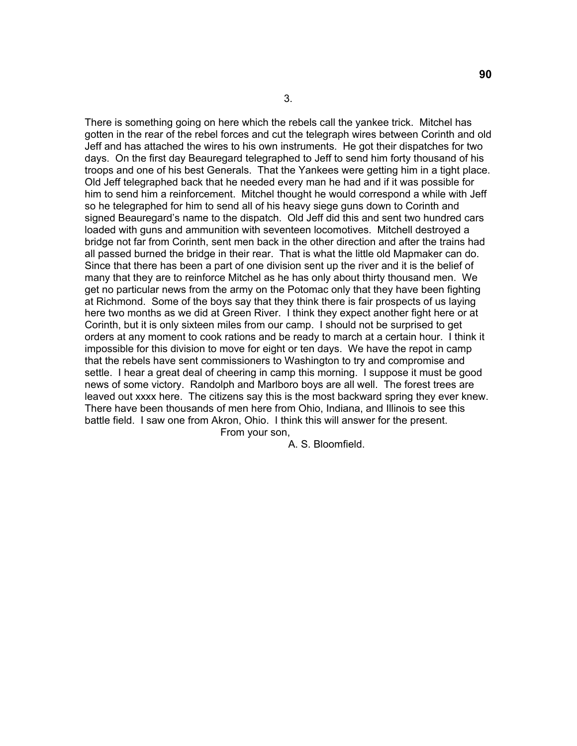3.

There is something going on here which the rebels call the yankee trick. Mitchel has gotten in the rear of the rebel forces and cut the telegraph wires between Corinth and old Jeff and has attached the wires to his own instruments. He got their dispatches for two days. On the first day Beauregard telegraphed to Jeff to send him forty thousand of his troops and one of his best Generals. That the Yankees were getting him in a tight place. Old Jeff telegraphed back that he needed every man he had and if it was possible for him to send him a reinforcement. Mitchel thought he would correspond a while with Jeff so he telegraphed for him to send all of his heavy siege guns down to Corinth and signed Beauregard's name to the dispatch. Old Jeff did this and sent two hundred cars loaded with guns and ammunition with seventeen locomotives. Mitchell destroyed a bridge not far from Corinth, sent men back in the other direction and after the trains had all passed burned the bridge in their rear. That is what the little old Mapmaker can do. Since that there has been a part of one division sent up the river and it is the belief of many that they are to reinforce Mitchel as he has only about thirty thousand men. We get no particular news from the army on the Potomac only that they have been fighting at Richmond. Some of the boys say that they think there is fair prospects of us laying here two months as we did at Green River. I think they expect another fight here or at Corinth, but it is only sixteen miles from our camp. I should not be surprised to get orders at any moment to cook rations and be ready to march at a certain hour. I think it impossible for this division to move for eight or ten days. We have the repot in camp that the rebels have sent commissioners to Washington to try and compromise and settle. I hear a great deal of cheering in camp this morning. I suppose it must be good news of some victory. Randolph and Marlboro boys are all well. The forest trees are leaved out xxxx here. The citizens say this is the most backward spring they ever knew. There have been thousands of men here from Ohio, Indiana, and Illinois to see this battle field. I saw one from Akron, Ohio. I think this will answer for the present.

From your son,

A. S. Bloomfield.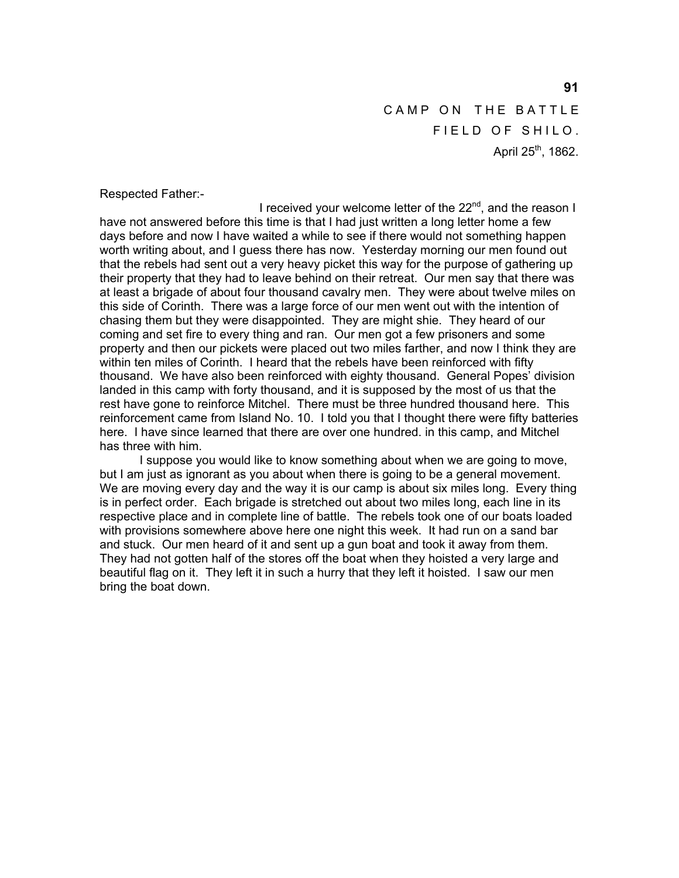CAMP ON THE BATTLE
FIELD OF SHILO.
April 25th, 1862.

Respected Father:-

I received your welcome letter of the 22nd, and the reason I have not answered before this time is that I had just written a long letter home a few days before and now I have waited a while to see if there would not something happen worth writing about, and I guess there has now. Yesterday morning our men found out that the rebels had sent out a very heavy picket this way for the purpose of gathering up their property that they had to leave behind on their retreat. Our men say that there was at least a brigade of about four thousand cavalry men. They were about twelve miles on this side of Corinth. There was a large force of our men went out with the intention of chasing them but they were disappointed. They are might shie. They heard of our coming and set fire to every thing and ran. Our men got a few prisoners and some property and then our pickets were placed out two miles farther, and now I think they are within ten miles of Corinth. I heard that the rebels have been reinforced with fifty thousand. We have also been reinforced with eighty thousand. General Popes' division landed in this camp with forty thousand, and it is supposed by the most of us that the rest have gone to reinforce Mitchel. There must be three hundred thousand here. This reinforcement came from Island No. 10. I told you that I thought there were fifty batteries here. I have since learned that there are over one hundred. in this camp, and Mitchel has three with him.

I suppose you would like to know something about when we are going to move, but I am just as ignorant as you about when there is going to be a general movement. We are moving every day and the way it is our camp is about six miles long. Every thing is in perfect order. Each brigade is stretched out about two miles long, each line in its respective place and in complete line of battle. The rebels took one of our boats loaded with provisions somewhere above here one night this week. It had run on a sand bar and stuck. Our men heard of it and sent up a gun boat and took it away from them. They had not gotten half of the stores off the boat when they hoisted a very large and beautiful flag on it. They left it in such a hurry that they left it hoisted. I saw our men bring the boat down.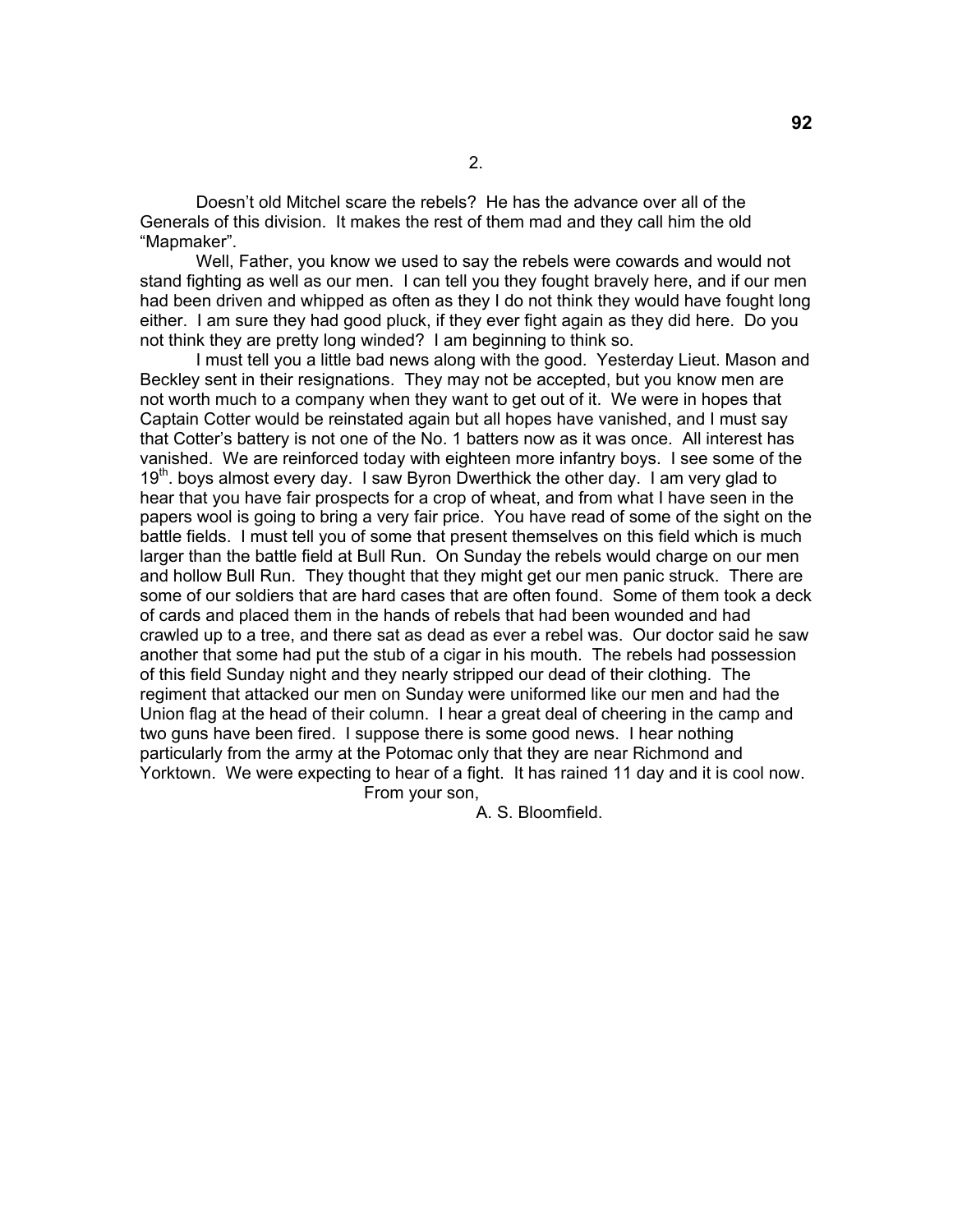2.

Doesn't old Mitchel scare the rebels? He has the advance over all of the Generals of this division. It makes the rest of them mad and they call him the old "Mapmaker".

Well, Father, you know we used to say the rebels were cowards and would not stand fighting as well as our men. I can tell you they fought bravely here, and if our men had been driven and whipped as often as they I do not think they would have fought long either. I am sure they had good pluck, if they ever fight again as they did here. Do you not think they are pretty long winded? I am beginning to think so.

I must tell you a little bad news along with the good. Yesterday Lieut. Mason and Beckley sent in their resignations. They may not be accepted, but you know men are not worth much to a company when they want to get out of it. We were in hopes that Captain Cotter would be reinstated again but all hopes have vanished, and I must say that Cotter's battery is not one of the No. 1 batters now as it was once. All interest has vanished. We are reinforced today with eighteen more infantry boys. I see some of the 19th. boys almost every day. I saw Byron Dwerthick the other day. I am very glad to hear that you have fair prospects for a crop of wheat, and from what I have seen in the papers wool is going to bring a very fair price. You have read of some of the sight on the battle fields. I must tell you of some that present themselves on this field which is much larger than the battle field at Bull Run. On Sunday the rebels would charge on our men and hollow Bull Run. They thought that they might get our men panic struck. There are some of our soldiers that are hard cases that are often found. Some of them took a deck of cards and placed them in the hands of rebels that had been wounded and had crawled up to a tree, and there sat as dead as ever a rebel was. Our doctor said he saw another that some had put the stub of a cigar in his mouth. The rebels had possession of this field Sunday night and they nearly stripped our dead of their clothing. The regiment that attacked our men on Sunday were uniformed like our men and had the Union flag at the head of their column. I hear a great deal of cheering in the camp and two guns have been fired. I suppose there is some good news. I hear nothing particularly from the army at the Potomac only that they are near Richmond and Yorktown. We were expecting to hear of a fight. It has rained 11 day and it is cool now.

From your son,

A. S. Bloomfield.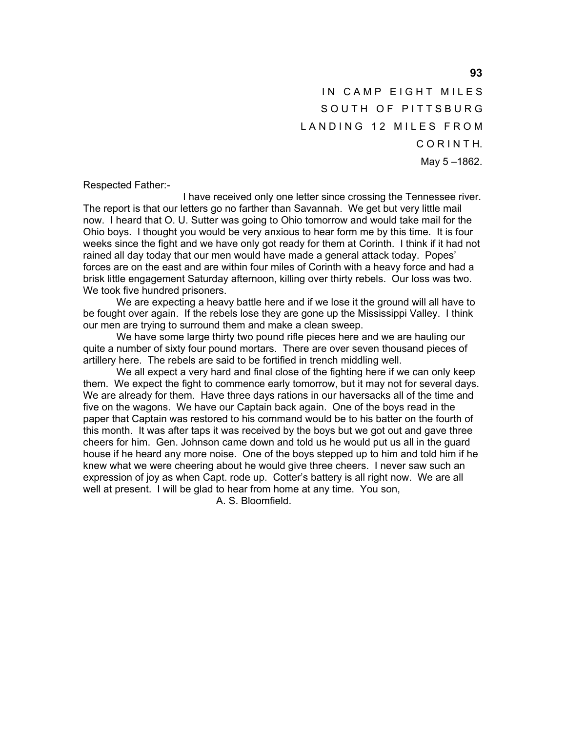IN CAMP EIGHT MILES
SOUTH OF PITTSBURG
LANDING 12 MILES FROM
CORINTH.
May 5 –1862.

Respected Father:-

I have received only one letter since crossing the Tennessee river. The report is that our letters go no farther than Savannah. We get but very little mail now. I heard that O. U. Sutter was going to Ohio tomorrow and would take mail for the Ohio boys. I thought you would be very anxious to hear form me by this time. It is four weeks since the fight and we have only got ready for them at Corinth. I think if it had not rained all day today that our men would have made a general attack today. Popes' forces are on the east and are within four miles of Corinth with a heavy force and had a brisk little engagement Saturday afternoon, killing over thirty rebels. Our loss was two. We took five hundred prisoners.

We are expecting a heavy battle here and if we lose it the ground will all have to be fought over again. If the rebels lose they are gone up the Mississippi Valley. I think our men are trying to surround them and make a clean sweep.

We have some large thirty two pound rifle pieces here and we are hauling our quite a number of sixty four pound mortars. There are over seven thousand pieces of artillery here. The rebels are said to be fortified in trench middling well.

We all expect a very hard and final close of the fighting here if we can only keep them. We expect the fight to commence early tomorrow, but it may not for several days. We are already for them. Have three days rations in our haversacks all of the time and five on the wagons. We have our Captain back again. One of the boys read in the paper that Captain was restored to his command would be to his batter on the fourth of this month. It was after taps it was received by the boys but we got out and gave three cheers for him. Gen. Johnson came down and told us he would put us all in the guard house if he heard any more noise. One of the boys stepped up to him and told him if he knew what we were cheering about he would give three cheers. I never saw such an expression of joy as when Capt. rode up. Cotter's battery is all right now. We are all well at present. I will be glad to hear from home at any time. You son,

A. S. Bloomfield.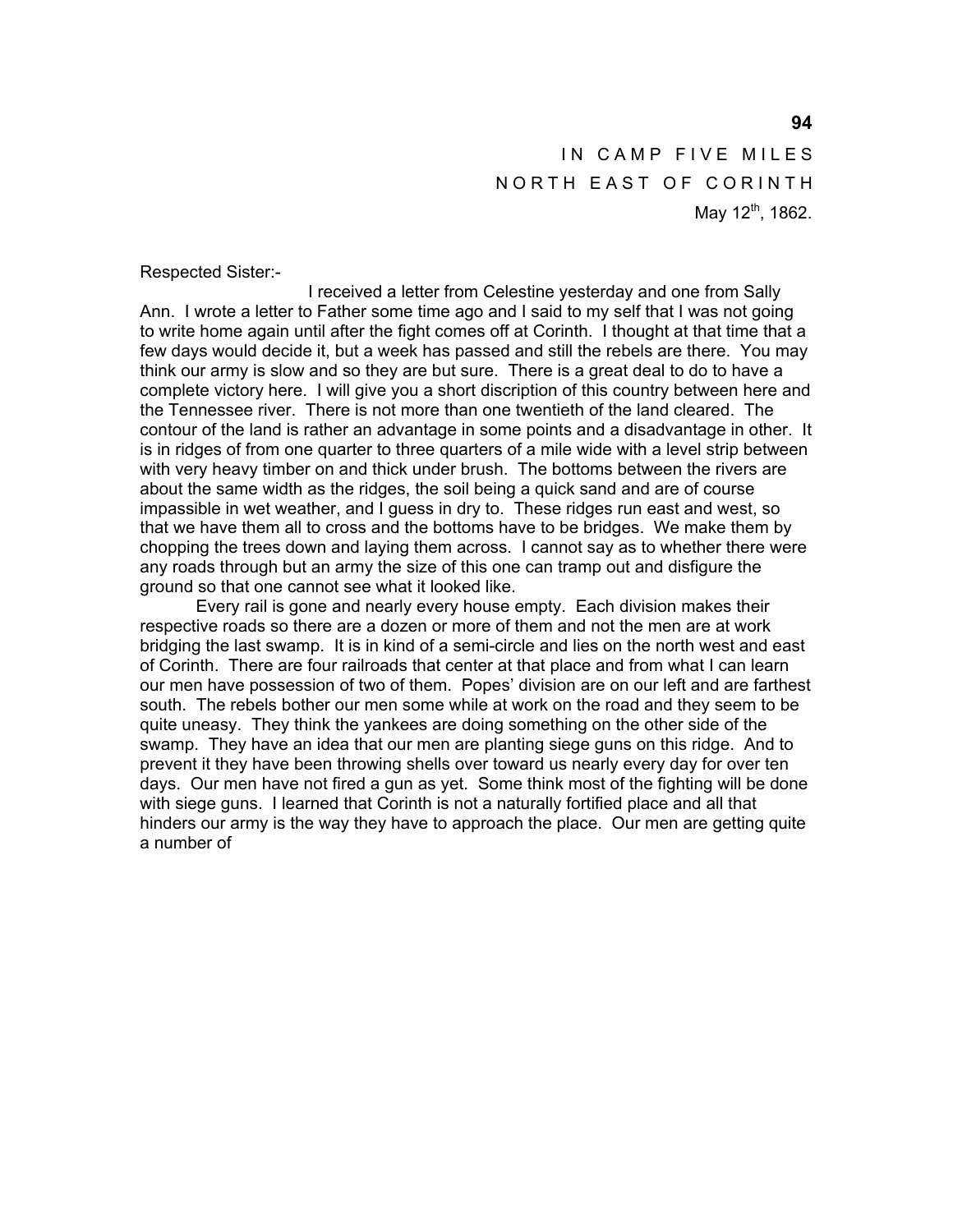IN CAMP FIVE MILES
NORTH EAST OF CORINTH
May 12th, 1862.

Respected Sister:-

I received a letter from Celestine yesterday and one from Sally Ann. I wrote a letter to Father some time ago and I said to my self that I was not going to write home again until after the fight comes off at Corinth. I thought at that time that a few days would decide it, but a week has passed and still the rebels are there. You may think our army is slow and so they are but sure. There is a great deal to do to have a complete victory here. I will give you a short discription of this country between here and the Tennessee river. There is not more than one twentieth of the land cleared. The contour of the land is rather an advantage in some points and a disadvantage in other. It is in ridges of from one quarter to three quarters of a mile wide with a level strip between with very heavy timber on and thick under brush. The bottoms between the rivers are about the same width as the ridges, the soil being a quick sand and are of course impassible in wet weather, and I guess in dry to. These ridges run east and west, so that we have them all to cross and the bottoms have to be bridges. We make them by chopping the trees down and laying them across. I cannot say as to whether there were any roads through but an army the size of this one can tramp out and disfigure the ground so that one cannot see what it looked like.

Every rail is gone and nearly every house empty. Each division makes their respective roads so there are a dozen or more of them and not the men are at work bridging the last swamp. It is in kind of a semi-circle and lies on the north west and east of Corinth. There are four railroads that center at that place and from what I can learn our men have possession of two of them. Popes' division are on our left and are farthest south. The rebels bother our men some while at work on the road and they seem to be quite uneasy. They think the yankees are doing something on the other side of the swamp. They have an idea that our men are planting siege guns on this ridge. And to prevent it they have been throwing shells over toward us nearly every day for over ten days. Our men have not fired a gun as yet. Some think most of the fighting will be done with siege guns. I learned that Corinth is not a naturally fortified place and all that hinders our army is the way they have to approach the place. Our men are getting quite a number of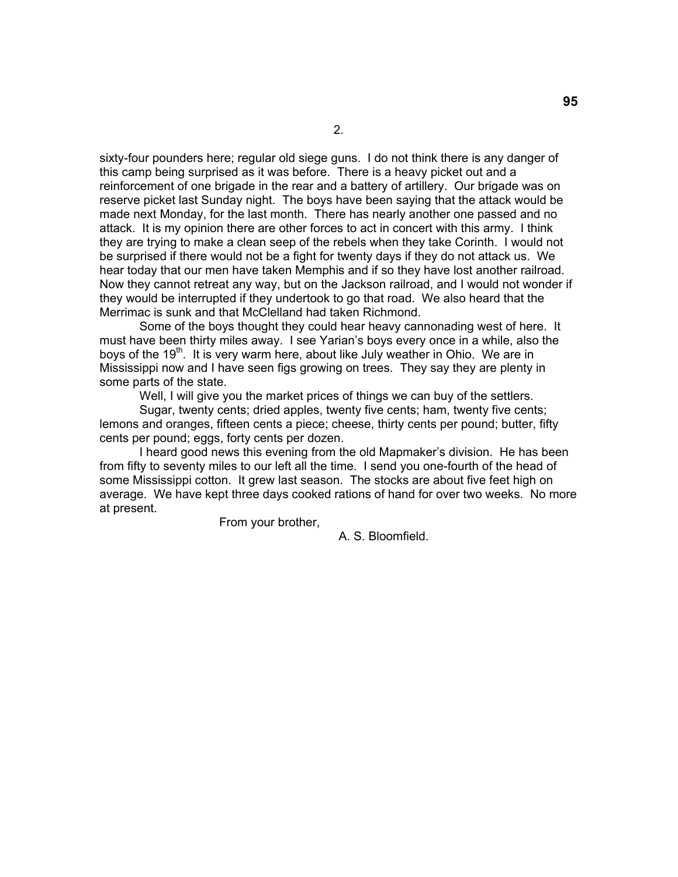2.

sixty-four pounders here; regular old siege guns. I do not think there is any danger of this camp being surprised as it was before. There is a heavy picket out and a reinforcement of one brigade in the rear and a battery of artillery. Our brigade was on reserve picket last Sunday night. The boys have been saying that the attack would be made next Monday, for the last month. There has nearly another one passed and no attack. It is my opinion there are other forces to act in concert with this army. I think they are trying to make a clean seep of the rebels when they take Corinth. I would not be surprised if there would not be a fight for twenty days if they do not attack us. We hear today that our men have taken Memphis and if so they have lost another railroad. Now they cannot retreat any way, but on the Jackson railroad, and I would not wonder if they would be interrupted if they undertook to go that road. We also heard that the Merrimac is sunk and that McClelland had taken Richmond.

Some of the boys thought they could hear heavy cannonading west of here. It must have been thirty miles away. I see Yarian's boys every once in a while, also the boys of the 19th. It is very warm here, about like July weather in Ohio. We are in Mississippi now and I have seen figs growing on trees. They say they are plenty in some parts of the state.

Well, I will give you the market prices of things we can buy of the settlers.

Sugar, twenty cents; dried apples, twenty five cents; ham, twenty five cents; lemons and oranges, fifteen cents a piece; cheese, thirty cents per pound; butter, fifty cents per pound; eggs, forty cents per dozen.

I heard good news this evening from the old Mapmaker's division. He has been from fifty to seventy miles to our left all the time. I send you one-fourth of the head of some Mississippi cotton. It grew last season. The stocks are about five feet high on average. We have kept three days cooked rations of hand for over two weeks. No more at present.

From your brother,

A. S. Bloomfield.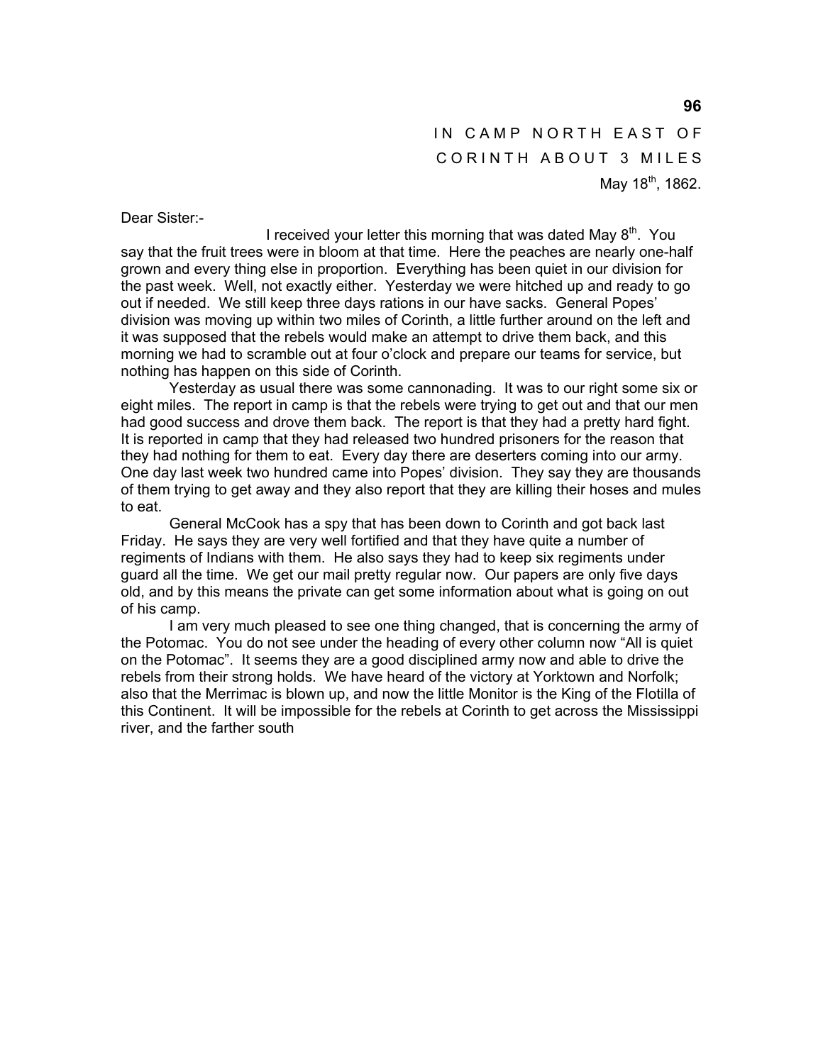IN CAMP NORTH EAST OF
CORINTH ABOUT 3 MILES
May 18th, 1862.

Dear Sister:-

I received your letter this morning that was dated May 8th. You say that the fruit trees were in bloom at that time. Here the peaches are nearly one-half grown and every thing else in proportion. Everything has been quiet in our division for the past week. Well, not exactly either. Yesterday we were hitched up and ready to go out if needed. We still keep three days rations in our have sacks. General Popes' division was moving up within two miles of Corinth, a little further around on the left and it was supposed that the rebels would make an attempt to drive them back, and this morning we had to scramble out at four o'clock and prepare our teams for service, but nothing has happen on this side of Corinth.

Yesterday as usual there was some cannonading. It was to our right some six or eight miles. The report in camp is that the rebels were trying to get out and that our men had good success and drove them back. The report is that they had a pretty hard fight. It is reported in camp that they had released two hundred prisoners for the reason that they had nothing for them to eat. Every day there are deserters coming into our army. One day last week two hundred came into Popes' division. They say they are thousands of them trying to get away and they also report that they are killing their hoses and mules to eat.

General McCook has a spy that has been down to Corinth and got back last Friday. He says they are very well fortified and that they have quite a number of regiments of Indians with them. He also says they had to keep six regiments under guard all the time. We get our mail pretty regular now. Our papers are only five days old, and by this means the private can get some information about what is going on out of his camp.

I am very much pleased to see one thing changed, that is concerning the army of the Potomac. You do not see under the heading of every other column now "All is quiet on the Potomac". It seems they are a good disciplined army now and able to drive the rebels from their strong holds. We have heard of the victory at Yorktown and Norfolk; also that the Merrimac is blown up, and now the little Monitor is the King of the Flotilla of this Continent. It will be impossible for the rebels at Corinth to get across the Mississippi river, and the farther south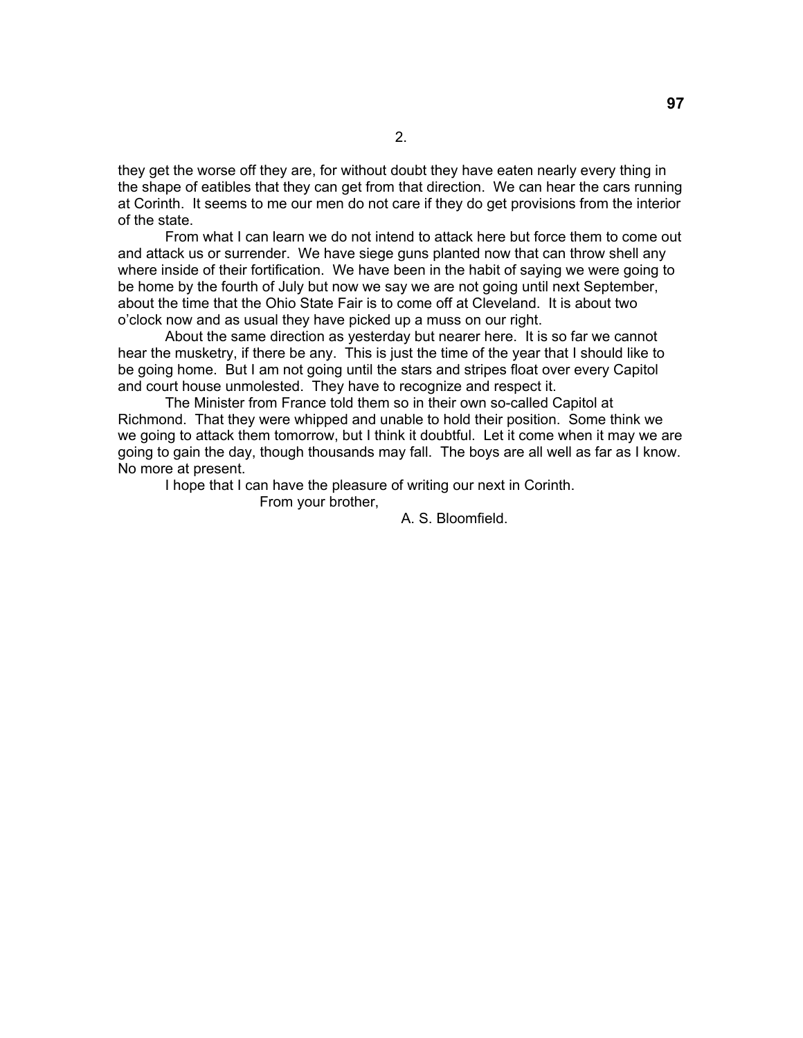2.

they get the worse off they are, for without doubt they have eaten nearly every thing in the shape of eatibles that they can get from that direction. We can hear the cars running at Corinth. It seems to me our men do not care if they do get provisions from the interior of the state.

From what I can learn we do not intend to attack here but force them to come out and attack us or surrender. We have siege guns planted now that can throw shell any where inside of their fortification. We have been in the habit of saying we were going to be home by the fourth of July but now we say we are not going until next September, about the time that the Ohio State Fair is to come off at Cleveland. It is about two o'clock now and as usual they have picked up a muss on our right.

About the same direction as yesterday but nearer here. It is so far we cannot hear the musketry, if there be any. This is just the time of the year that I should like to be going home. But I am not going until the stars and stripes float over every Capitol and court house unmolested. They have to recognize and respect it.

The Minister from France told them so in their own so-called Capitol at Richmond. That they were whipped and unable to hold their position. Some think we we going to attack them tomorrow, but I think it doubtful. Let it come when it may we are going to gain the day, though thousands may fall. The boys are all well as far as I know. No more at present.

I hope that I can have the pleasure of writing our next in Corinth.

From your brother,

A. S. Bloomfield.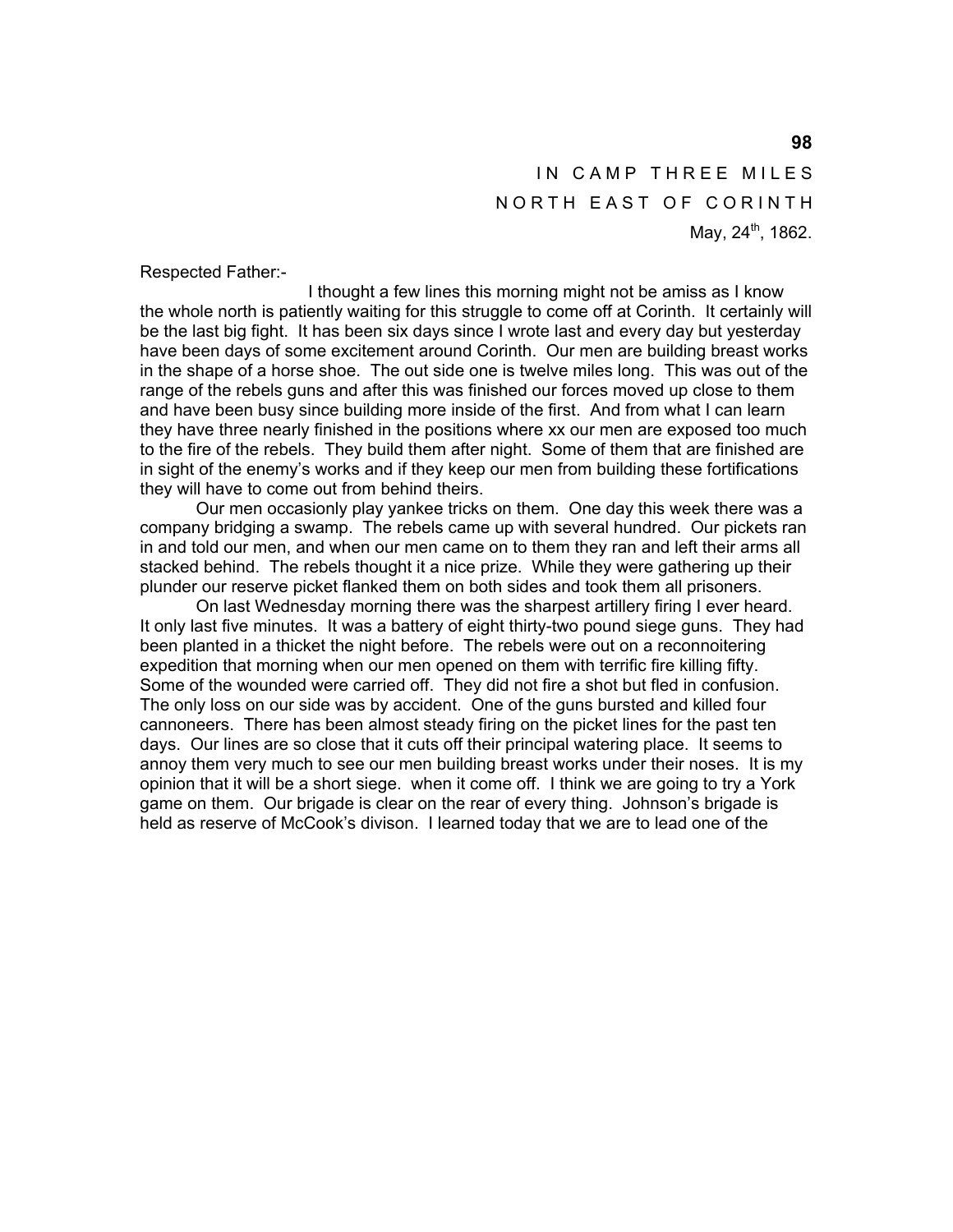IN CAMP THREE MILES
NORTH EAST OF CORINTH
May, 24th, 1862.

Respected Father:-

I thought a few lines this morning might not be amiss as I know the whole north is patiently waiting for this struggle to come off at Corinth. It certainly will be the last big fight. It has been six days since I wrote last and every day but yesterday have been days of some excitement around Corinth. Our men are building breast works in the shape of a horse shoe. The out side one is twelve miles long. This was out of the range of the rebels guns and after this was finished our forces moved up close to them and have been busy since building more inside of the first. And from what I can learn they have three nearly finished in the positions where xx our men are exposed too much to the fire of the rebels. They build them after night. Some of them that are finished are in sight of the enemy's works and if they keep our men from building these fortifications they will have to come out from behind theirs.

Our men occasionly play yankee tricks on them. One day this week there was a company bridging a swamp. The rebels came up with several hundred. Our pickets ran in and told our men, and when our men came on to them they ran and left their arms all stacked behind. The rebels thought it a nice prize. While they were gathering up their plunder our reserve picket flanked them on both sides and took them all prisoners.

On last Wednesday morning there was the sharpest artillery firing I ever heard. It only last five minutes. It was a battery of eight thirty-two pound siege guns. They had been planted in a thicket the night before. The rebels were out on a reconnoitering expedition that morning when our men opened on them with terrific fire killing fifty. Some of the wounded were carried off. They did not fire a shot but fled in confusion. The only loss on our side was by accident. One of the guns bursted and killed four cannoneers. There has been almost steady firing on the picket lines for the past ten days. Our lines are so close that it cuts off their principal watering place. It seems to annoy them very much to see our men building breast works under their noses. It is my opinion that it will be a short siege. when it come off. I think we are going to try a York game on them. Our brigade is clear on the rear of every thing. Johnson's brigade is held as reserve of McCook's divison. I learned today that we are to lead one of the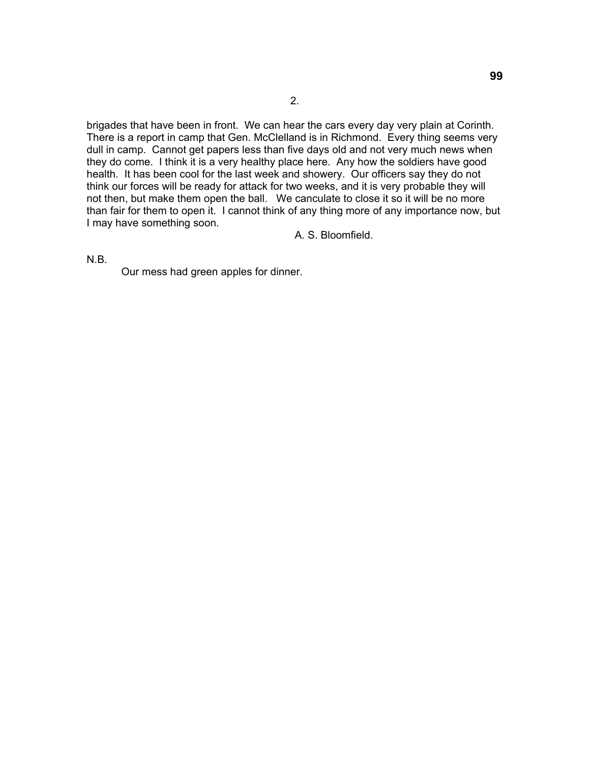2.

brigades that have been in front. We can hear the cars every day very plain at Corinth. There is a report in camp that Gen. McClelland is in Richmond. Every thing seems very dull in camp. Cannot get papers less than five days old and not very much news when they do come. I think it is a very healthy place here. Any how the soldiers have good health. It has been cool for the last week and showery. Our officers say they do not think our forces will be ready for attack for two weeks, and it is very probable they will not then, but make them open the ball. We canculate to close it so it will be no more than fair for them to open it. I cannot think of any thing more of any importance now, but I may have something soon.

A. S. Bloomfield.

N.B.

Our mess had green apples for dinner.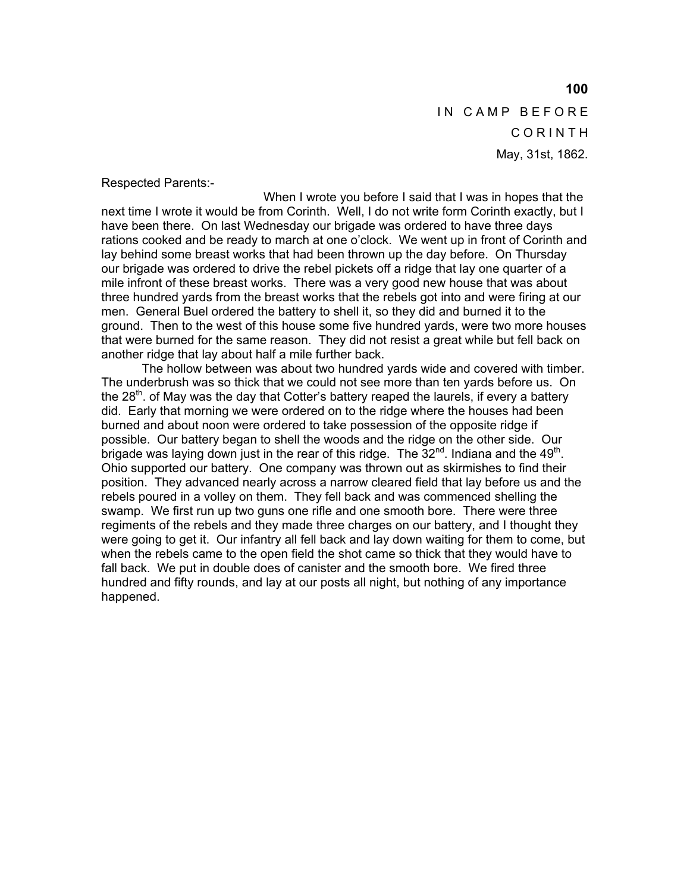IN CAMP BEFORE  
CORINTH  
May, 31st, 1862.

Respected Parents:-

When I wrote you before I said that I was in hopes that the next time I wrote it would be from Corinth. Well, I do not write form Corinth exactly, but I have been there. On last Wednesday our brigade was ordered to have three days rations cooked and be ready to march at one o'clock. We went up in front of Corinth and lay behind some breast works that had been thrown up the day before. On Thursday our brigade was ordered to drive the rebel pickets off a ridge that lay one quarter of a mile infront of these breast works. There was a very good new house that was about three hundred yards from the breast works that the rebels got into and were firing at our men. General Buel ordered the battery to shell it, so they did and burned it to the ground. Then to the west of this house some five hundred yards, were two more houses that were burned for the same reason. They did not resist a great while but fell back on another ridge that lay about half a mile further back.

The hollow between was about two hundred yards wide and covered with timber. The underbrush was so thick that we could not see more than ten yards before us. On the 28th. of May was the day that Cotter's battery reaped the laurels, if every a battery did. Early that morning we were ordered on to the ridge where the houses had been burned and about noon were ordered to take possession of the opposite ridge if possible. Our battery began to shell the woods and the ridge on the other side. Our brigade was laying down just in the rear of this ridge. The 32nd. Indiana and the 49th. Ohio supported our battery. One company was thrown out as skirmishes to find their position. They advanced nearly across a narrow cleared field that lay before us and the rebels poured in a volley on them. They fell back and was commenced shelling the swamp. We first run up two guns one rifle and one smooth bore. There were three regiments of the rebels and they made three charges on our battery, and I thought they were going to get it. Our infantry all fell back and lay down waiting for them to come, but when the rebels came to the open field the shot came so thick that they would have to fall back. We put in double does of canister and the smooth bore. We fired three hundred and fifty rounds, and lay at our posts all night, but nothing of any importance happened.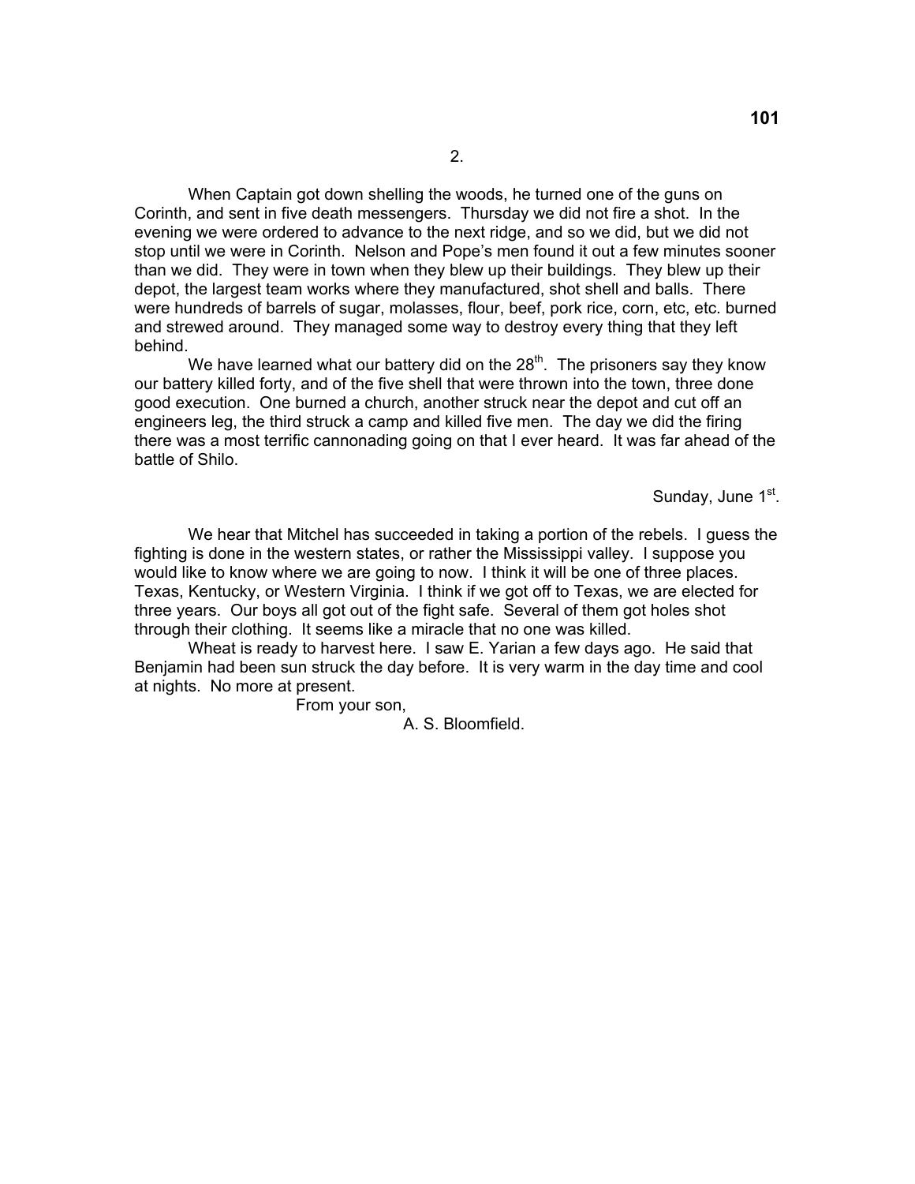2.

When Captain got down shelling the woods, he turned one of the guns on Corinth, and sent in five death messengers. Thursday we did not fire a shot. In the evening we were ordered to advance to the next ridge, and so we did, but we did not stop until we were in Corinth. Nelson and Pope's men found it out a few minutes sooner than we did. They were in town when they blew up their buildings. They blew up their depot, the largest team works where they manufactured, shot shell and balls. There were hundreds of barrels of sugar, molasses, flour, beef, pork rice, corn, etc, etc. burned and strewed around. They managed some way to destroy every thing that they left behind.

We have learned what our battery did on the 28th. The prisoners say they know our battery killed forty, and of the five shell that were thrown into the town, three done good execution. One burned a church, another struck near the depot and cut off an engineers leg, the third struck a camp and killed five men. The day we did the firing there was a most terrific cannonading going on that I ever heard. It was far ahead of the battle of Shilo.

Sunday, June 1st.

We hear that Mitchel has succeeded in taking a portion of the rebels. I guess the fighting is done in the western states, or rather the Mississippi valley. I suppose you would like to know where we are going to now. I think it will be one of three places. Texas, Kentucky, or Western Virginia. I think if we got off to Texas, we are elected for three years. Our boys all got out of the fight safe. Several of them got holes shot through their clothing. It seems like a miracle that no one was killed.

Wheat is ready to harvest here. I saw E. Yarian a few days ago. He said that Benjamin had been sun struck the day before. It is very warm in the day time and cool at nights. No more at present.

From your son,

A. S. Bloomfield.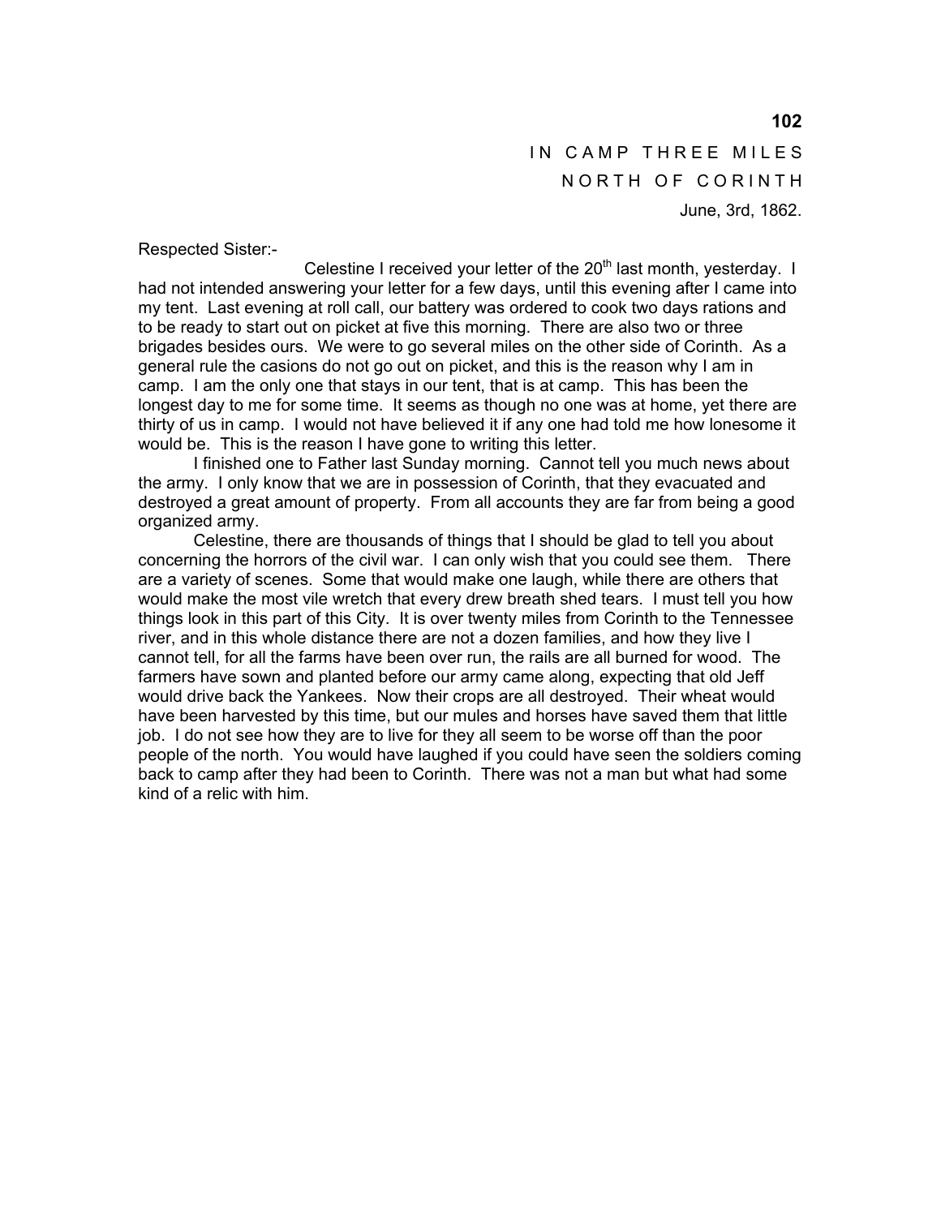IN CAMP THREE MILES
NORTH OF CORINTH
June, 3rd, 1862.

Respected Sister:-

Celestine I received your letter of the 20th last month, yesterday. I had not intended answering your letter for a few days, until this evening after I came into my tent. Last evening at roll call, our battery was ordered to cook two days rations and to be ready to start out on picket at five this morning. There are also two or three brigades besides ours. We were to go several miles on the other side of Corinth. As a general rule the casions do not go out on picket, and this is the reason why I am in camp. I am the only one that stays in our tent, that is at camp. This has been the longest day to me for some time. It seems as though no one was at home, yet there are thirty of us in camp. I would not have believed it if any one had told me how lonesome it would be. This is the reason I have gone to writing this letter.

I finished one to Father last Sunday morning. Cannot tell you much news about the army. I only know that we are in possession of Corinth, that they evacuated and destroyed a great amount of property. From all accounts they are far from being a good organized army.

Celestine, there are thousands of things that I should be glad to tell you about concerning the horrors of the civil war. I can only wish that you could see them. There are a variety of scenes. Some that would make one laugh, while there are others that would make the most vile wretch that every drew breath shed tears. I must tell you how things look in this part of this City. It is over twenty miles from Corinth to the Tennessee river, and in this whole distance there are not a dozen families, and how they live I cannot tell, for all the farms have been over run, the rails are all burned for wood. The farmers have sown and planted before our army came along, expecting that old Jeff would drive back the Yankees. Now their crops are all destroyed. Their wheat would have been harvested by this time, but our mules and horses have saved them that little job. I do not see how they are to live for they all seem to be worse off than the poor people of the north. You would have laughed if you could have seen the soldiers coming back to camp after they had been to Corinth. There was not a man but what had some kind of a relic with him.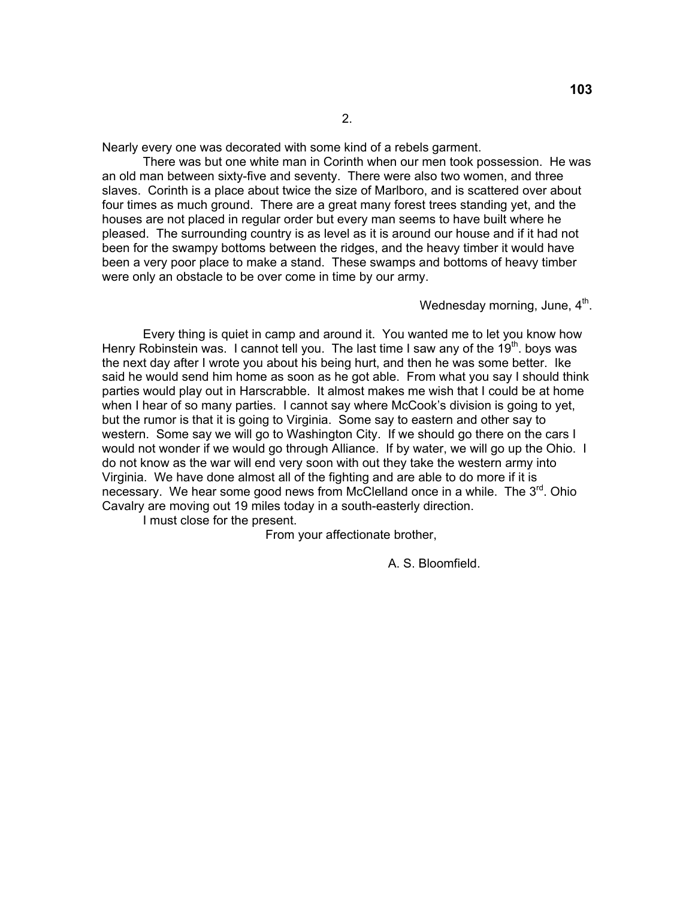2.

Nearly every one was decorated with some kind of a rebels garment.

There was but one white man in Corinth when our men took possession. He was an old man between sixty-five and seventy. There were also two women, and three slaves. Corinth is a place about twice the size of Marlboro, and is scattered over about four times as much ground. There are a great many forest trees standing yet, and the houses are not placed in regular order but every man seems to have built where he pleased. The surrounding country is as level as it is around our house and if it had not been for the swampy bottoms between the ridges, and the heavy timber it would have been a very poor place to make a stand. These swamps and bottoms of heavy timber were only an obstacle to be over come in time by our army.

Wednesday morning, June, 4th.

Every thing is quiet in camp and around it. You wanted me to let you know how Henry Robinstein was. I cannot tell you. The last time I saw any of the 19th. boys was the next day after I wrote you about his being hurt, and then he was some better. Ike said he would send him home as soon as he got able. From what you say I should think parties would play out in Harscrabble. It almost makes me wish that I could be at home when I hear of so many parties. I cannot say where McCook's division is going to yet, but the rumor is that it is going to Virginia. Some say to eastern and other say to western. Some say we will go to Washington City. If we should go there on the cars I would not wonder if we would go through Alliance. If by water, we will go up the Ohio. I do not know as the war will end very soon with out they take the western army into Virginia. We have done almost all of the fighting and are able to do more if it is necessary. We hear some good news from McClelland once in a while. The 3rd. Ohio Cavalry are moving out 19 miles today in a south-easterly direction.

I must close for the present.

From your affectionate brother,

A. S. Bloomfield.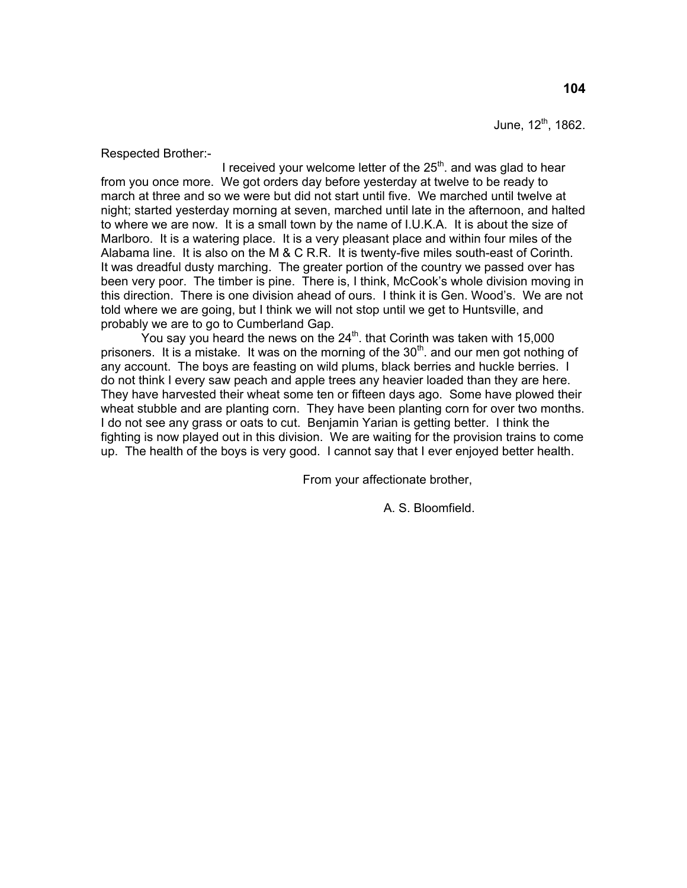June, 12th, 1862.

Respected Brother:-

I received your welcome letter of the 25th. and was glad to hear from you once more. We got orders day before yesterday at twelve to be ready to march at three and so we were but did not start until five. We marched until twelve at night; started yesterday morning at seven, marched until late in the afternoon, and halted to where we are now. It is a small town by the name of I.U.K.A. It is about the size of Marlboro. It is a watering place. It is a very pleasant place and within four miles of the Alabama line. It is also on the M & C R.R. It is twenty-five miles south-east of Corinth. It was dreadful dusty marching. The greater portion of the country we passed over has been very poor. The timber is pine. There is, I think, McCook's whole division moving in this direction. There is one division ahead of ours. I think it is Gen. Wood's. We are not told where we are going, but I think we will not stop until we get to Huntsville, and probably we are to go to Cumberland Gap.

You say you heard the news on the 24th. that Corinth was taken with 15,000 prisoners. It is a mistake. It was on the morning of the 30th. and our men got nothing of any account. The boys are feasting on wild plums, black berries and huckle berries. I do not think I every saw peach and apple trees any heavier loaded than they are here. They have harvested their wheat some ten or fifteen days ago. Some have plowed their wheat stubble and are planting corn. They have been planting corn for over two months. I do not see any grass or oats to cut. Benjamin Yarian is getting better. I think the fighting is now played out in this division. We are waiting for the provision trains to come up. The health of the boys is very good. I cannot say that I ever enjoyed better health.

From your affectionate brother,

A. S. Bloomfield.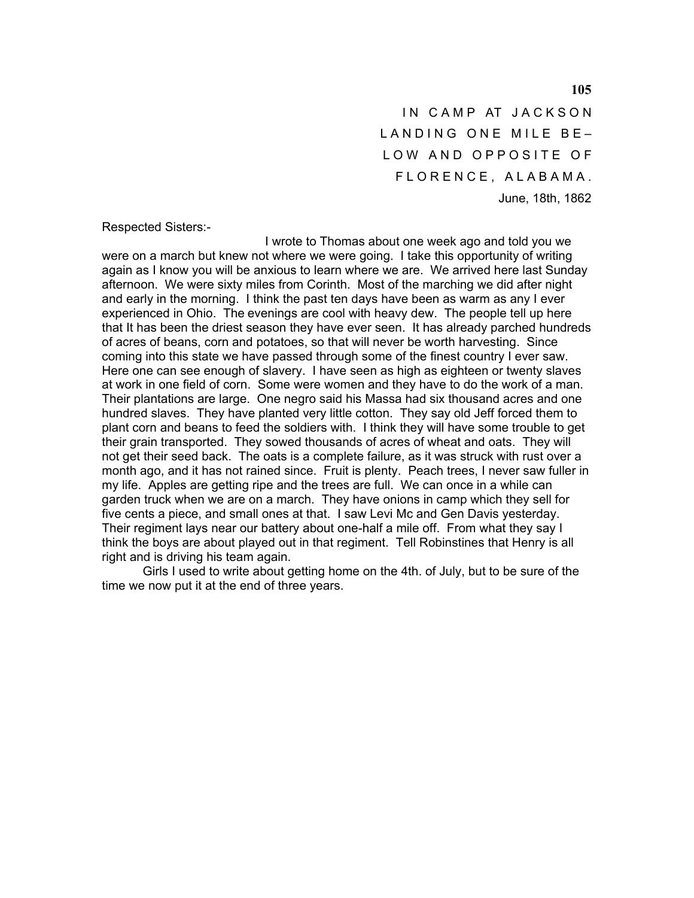IN CAMP AT JACKSON LANDING ONE MILE BE– LOW AND OPPOSITE OF FLORENCE, ALABAMA.

June, 18th, 1862

Respected Sisters:-

I wrote to Thomas about one week ago and told you we were on a march but knew not where we were going. I take this opportunity of writing again as I know you will be anxious to learn where we are. We arrived here last Sunday afternoon. We were sixty miles from Corinth. Most of the marching we did after night and early in the morning. I think the past ten days have been as warm as any I ever experienced in Ohio. The evenings are cool with heavy dew. The people tell up here that It has been the driest season they have ever seen. It has already parched hundreds of acres of beans, corn and potatoes, so that will never be worth harvesting. Since coming into this state we have passed through some of the finest country I ever saw. Here one can see enough of slavery. I have seen as high as eighteen or twenty slaves at work in one field of corn. Some were women and they have to do the work of a man. Their plantations are large. One negro said his Massa had six thousand acres and one hundred slaves. They have planted very little cotton. They say old Jeff forced them to plant corn and beans to feed the soldiers with. I think they will have some trouble to get their grain transported. They sowed thousands of acres of wheat and oats. They will not get their seed back. The oats is a complete failure, as it was struck with rust over a month ago, and it has not rained since. Fruit is plenty. Peach trees, I never saw fuller in my life. Apples are getting ripe and the trees are full. We can once in a while can garden truck when we are on a march. They have onions in camp which they sell for five cents a piece, and small ones at that. I saw Levi Mc and Gen Davis yesterday. Their regiment lays near our battery about one-half a mile off. From what they say I think the boys are about played out in that regiment. Tell Robinstines that Henry is all right and is driving his team again.

Girls I used to write about getting home on the 4th. of July, but to be sure of the time we now put it at the end of three years.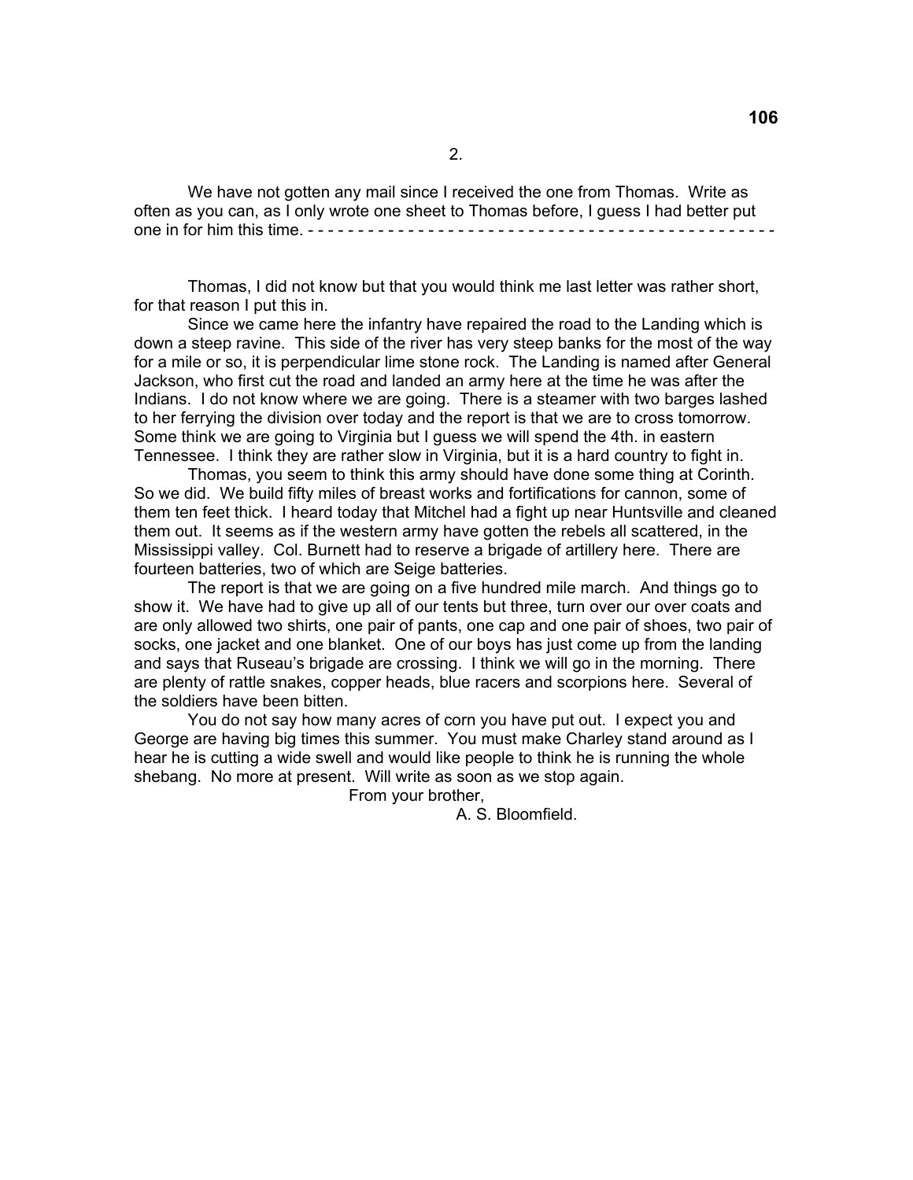2.

We have not gotten any mail since I received the one from Thomas. Write as often as you can, as I only wrote one sheet to Thomas before, I guess I had better put one in for him this time. - - - - - - - - - - - - - - - - - - - - - - - - - - - - - - - - - - - - - - - - - - - - - - - -

Thomas, I did not know but that you would think me last letter was rather short, for that reason I put this in.

Since we came here the infantry have repaired the road to the Landing which is down a steep ravine. This side of the river has very steep banks for the most of the way for a mile or so, it is perpendicular lime stone rock. The Landing is named after General Jackson, who first cut the road and landed an army here at the time he was after the Indians. I do not know where we are going. There is a steamer with two barges lashed to her ferrying the division over today and the report is that we are to cross tomorrow. Some think we are going to Virginia but I guess we will spend the 4th. in eastern Tennessee. I think they are rather slow in Virginia, but it is a hard country to fight in.

Thomas, you seem to think this army should have done some thing at Corinth. So we did. We build fifty miles of breast works and fortifications for cannon, some of them ten feet thick. I heard today that Mitchel had a fight up near Huntsville and cleaned them out. It seems as if the western army have gotten the rebels all scattered, in the Mississippi valley. Col. Burnett had to reserve a brigade of artillery here. There are fourteen batteries, two of which are Seige batteries.

The report is that we are going on a five hundred mile march. And things go to show it. We have had to give up all of our tents but three, turn over our over coats and are only allowed two shirts, one pair of pants, one cap and one pair of shoes, two pair of socks, one jacket and one blanket. One of our boys has just come up from the landing and says that Ruseau's brigade are crossing. I think we will go in the morning. There are plenty of rattle snakes, copper heads, blue racers and scorpions here. Several of the soldiers have been bitten.

You do not say how many acres of corn you have put out. I expect you and George are having big times this summer. You must make Charley stand around as I hear he is cutting a wide swell and would like people to think he is running the whole shebang. No more at present. Will write as soon as we stop again.

From your brother,

A. S. Bloomfield.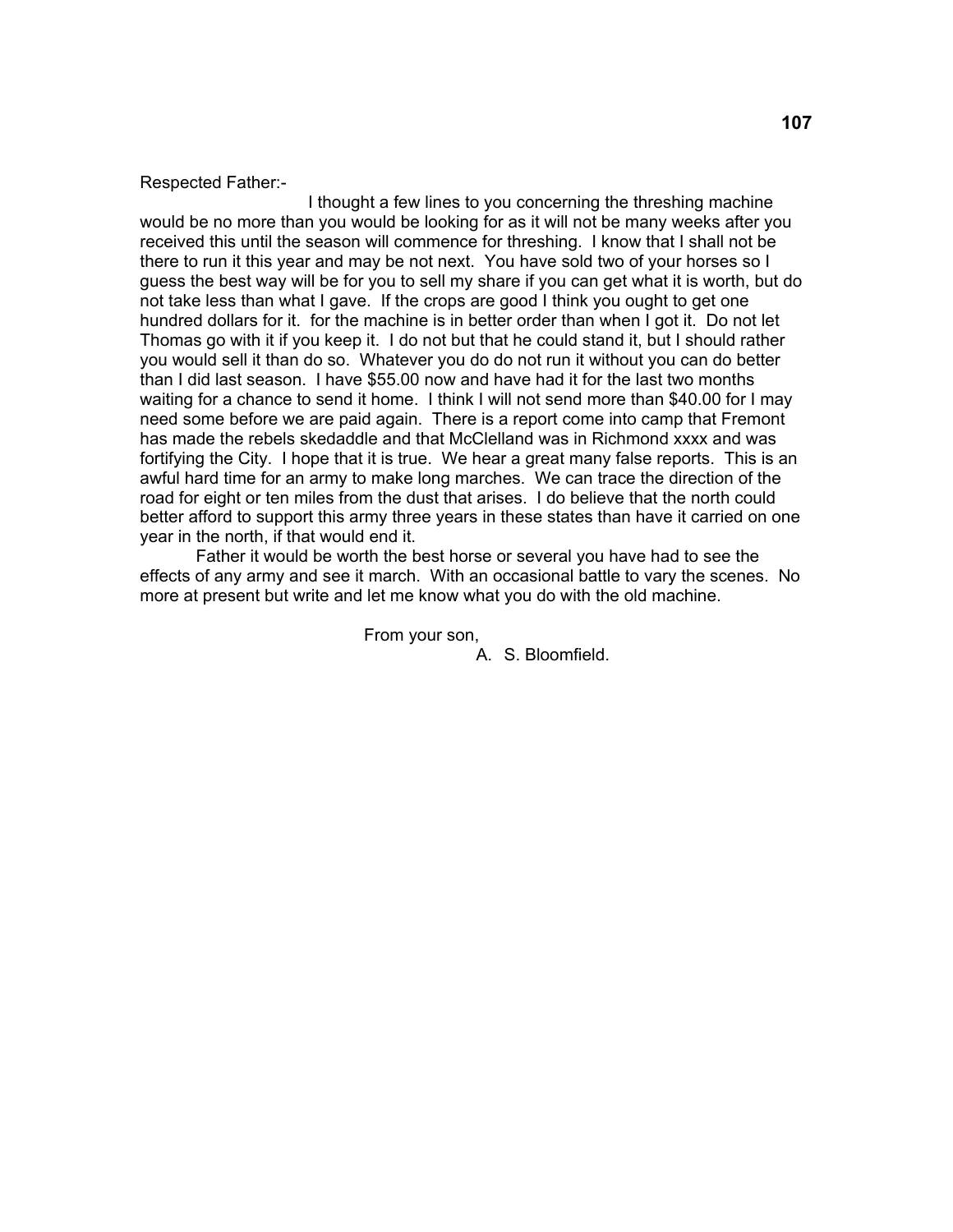Respected Father:-

I thought a few lines to you concerning the threshing machine would be no more than you would be looking for as it will not be many weeks after you received this until the season will commence for threshing. I know that I shall not be there to run it this year and may be not next. You have sold two of your horses so I guess the best way will be for you to sell my share if you can get what it is worth, but do not take less than what I gave. If the crops are good I think you ought to get one hundred dollars for it. for the machine is in better order than when I got it. Do not let Thomas go with it if you keep it. I do not but that he could stand it, but I should rather you would sell it than do so. Whatever you do do not run it without you can do better than I did last season. I have $55.00 now and have had it for the last two months waiting for a chance to send it home. I think I will not send more than $40.00 for I may need some before we are paid again. There is a report come into camp that Fremont has made the rebels skedaddle and that McClelland was in Richmond xxxx and was fortifying the City. I hope that it is true. We hear a great many false reports. This is an awful hard time for an army to make long marches. We can trace the direction of the road for eight or ten miles from the dust that arises. I do believe that the north could better afford to support this army three years in these states than have it carried on one year in the north, if that would end it.

Father it would be worth the best horse or several you have had to see the effects of any army and see it march. With an occasional battle to vary the scenes. No more at present but write and let me know what you do with the old machine.

From your son,

A. S. Bloomfield.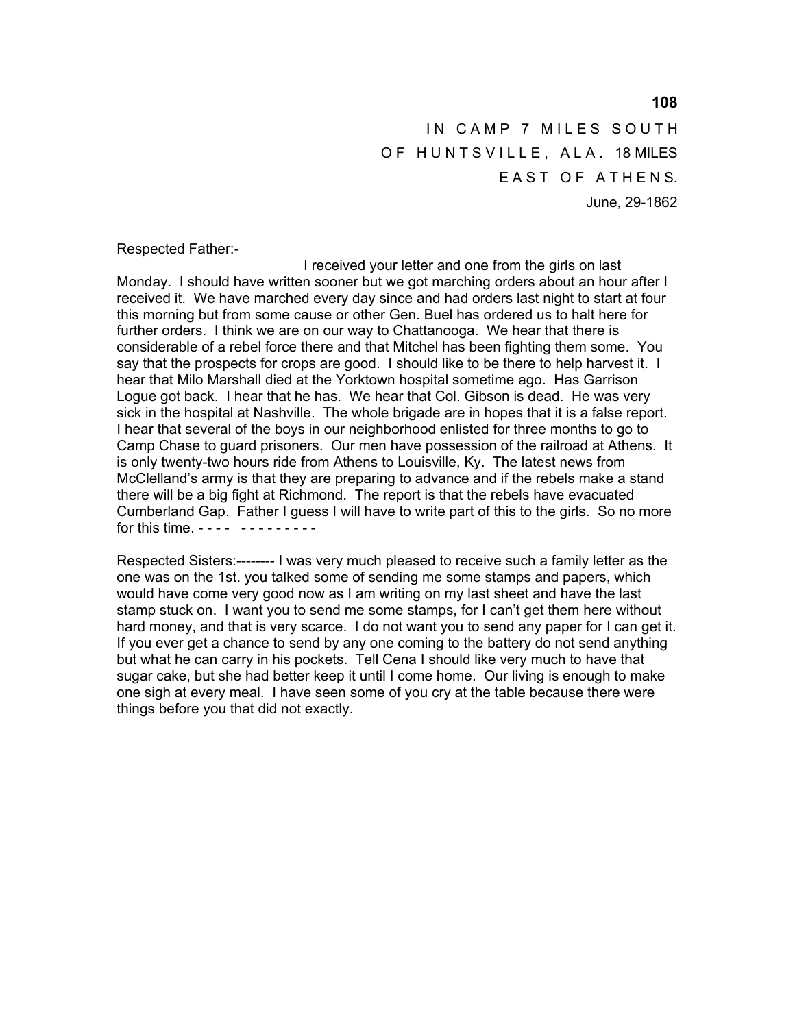IN CAMP 7 MILES SOUTH
OF HUNTSVILLE, ALA. 18 MILES
EAST OF ATHENS.
June, 29-1862

Respected Father:-

I received your letter and one from the girls on last Monday. I should have written sooner but we got marching orders about an hour after I received it. We have marched every day since and had orders last night to start at four this morning but from some cause or other Gen. Buel has ordered us to halt here for further orders. I think we are on our way to Chattanooga. We hear that there is considerable of a rebel force there and that Mitchel has been fighting them some. You say that the prospects for crops are good. I should like to be there to help harvest it. I hear that Milo Marshall died at the Yorktown hospital sometime ago. Has Garrison Logue got back. I hear that he has. We hear that Col. Gibson is dead. He was very sick in the hospital at Nashville. The whole brigade are in hopes that it is a false report. I hear that several of the boys in our neighborhood enlisted for three months to go to Camp Chase to guard prisoners. Our men have possession of the railroad at Athens. It is only twenty-two hours ride from Athens to Louisville, Ky. The latest news from McClelland's army is that they are preparing to advance and if the rebels make a stand there will be a big fight at Richmond. The report is that the rebels have evacuated Cumberland Gap. Father I guess I will have to write part of this to the girls. So no more for this time. - - - - - - - - - - - - - -

Respected Sisters:-------- I was very much pleased to receive such a family letter as the one was on the 1st. you talked some of sending me some stamps and papers, which would have come very good now as I am writing on my last sheet and have the last stamp stuck on. I want you to send me some stamps, for I can't get them here without hard money, and that is very scarce. I do not want you to send any paper for I can get it. If you ever get a chance to send by any one coming to the battery do not send anything but what he can carry in his pockets. Tell Cena I should like very much to have that sugar cake, but she had better keep it until I come home. Our living is enough to make one sigh at every meal. I have seen some of you cry at the table because there were things before you that did not exactly.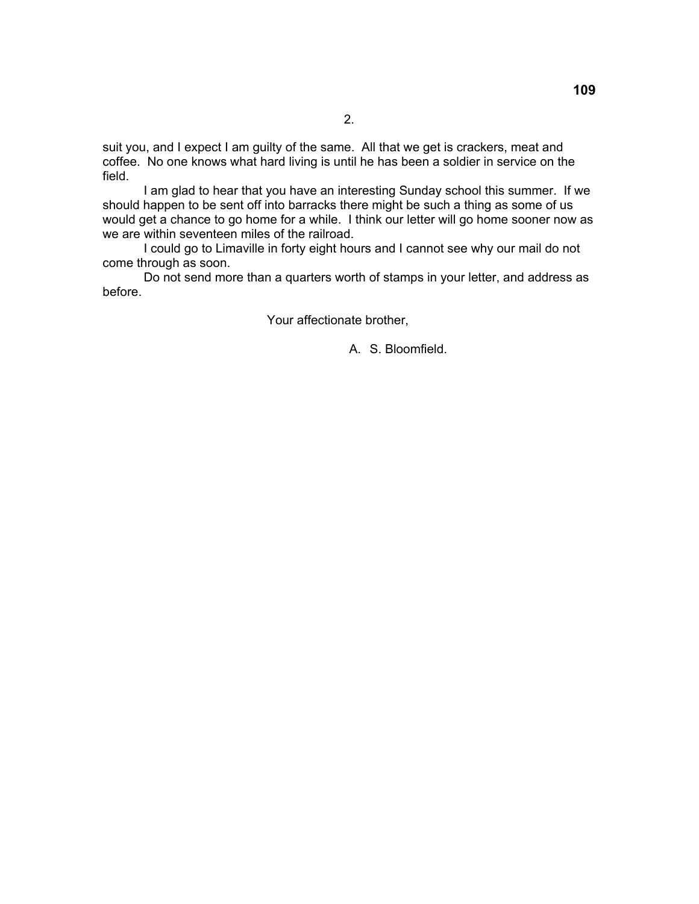2.

suit you, and I expect I am guilty of the same. All that we get is crackers, meat and coffee. No one knows what hard living is until he has been a soldier in service on the field.

I am glad to hear that you have an interesting Sunday school this summer. If we should happen to be sent off into barracks there might be such a thing as some of us would get a chance to go home for a while. I think our letter will go home sooner now as we are within seventeen miles of the railroad.

I could go to Limaville in forty eight hours and I cannot see why our mail do not come through as soon.

Do not send more than a quarters worth of stamps in your letter, and address as before.

Your affectionate brother,

A. S. Bloomfield.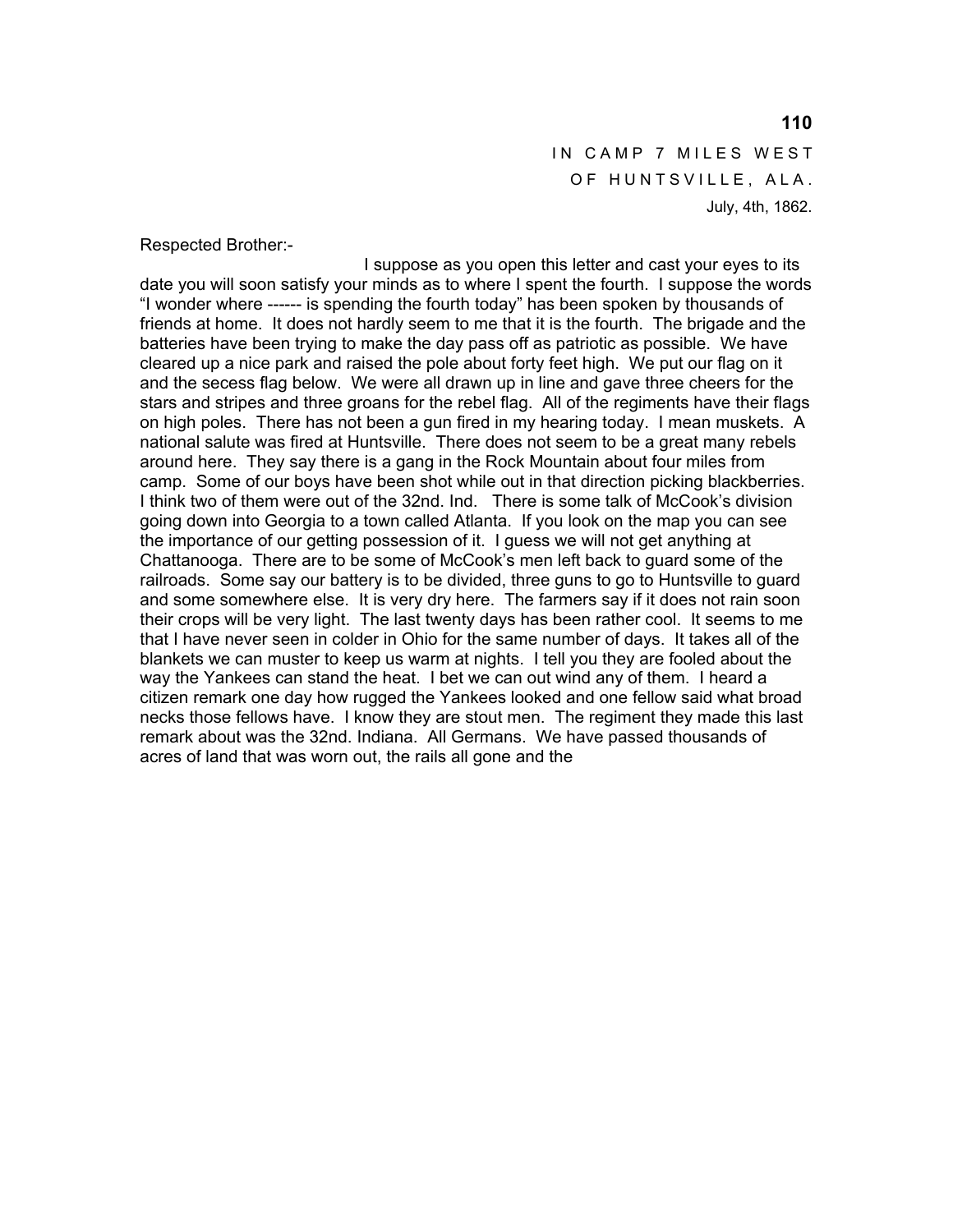IN CAMP 7 MILES WEST
OF HUNTSVILLE, ALA.
July, 4th, 1862.

Respected Brother:-

I suppose as you open this letter and cast your eyes to its date you will soon satisfy your minds as to where I spent the fourth. I suppose the words "I wonder where ------ is spending the fourth today" has been spoken by thousands of friends at home. It does not hardly seem to me that it is the fourth. The brigade and the batteries have been trying to make the day pass off as patriotic as possible. We have cleared up a nice park and raised the pole about forty feet high. We put our flag on it and the secess flag below. We were all drawn up in line and gave three cheers for the stars and stripes and three groans for the rebel flag. All of the regiments have their flags on high poles. There has not been a gun fired in my hearing today. I mean muskets. A national salute was fired at Huntsville. There does not seem to be a great many rebels around here. They say there is a gang in the Rock Mountain about four miles from camp. Some of our boys have been shot while out in that direction picking blackberries. I think two of them were out of the 32nd. Ind. There is some talk of McCook's division going down into Georgia to a town called Atlanta. If you look on the map you can see the importance of our getting possession of it. I guess we will not get anything at Chattanooga. There are to be some of McCook's men left back to guard some of the railroads. Some say our battery is to be divided, three guns to go to Huntsville to guard and some somewhere else. It is very dry here. The farmers say if it does not rain soon their crops will be very light. The last twenty days has been rather cool. It seems to me that I have never seen in colder in Ohio for the same number of days. It takes all of the blankets we can muster to keep us warm at nights. I tell you they are fooled about the way the Yankees can stand the heat. I bet we can out wind any of them. I heard a citizen remark one day how rugged the Yankees looked and one fellow said what broad necks those fellows have. I know they are stout men. The regiment they made this last remark about was the 32nd. Indiana. All Germans. We have passed thousands of acres of land that was worn out, the rails all gone and the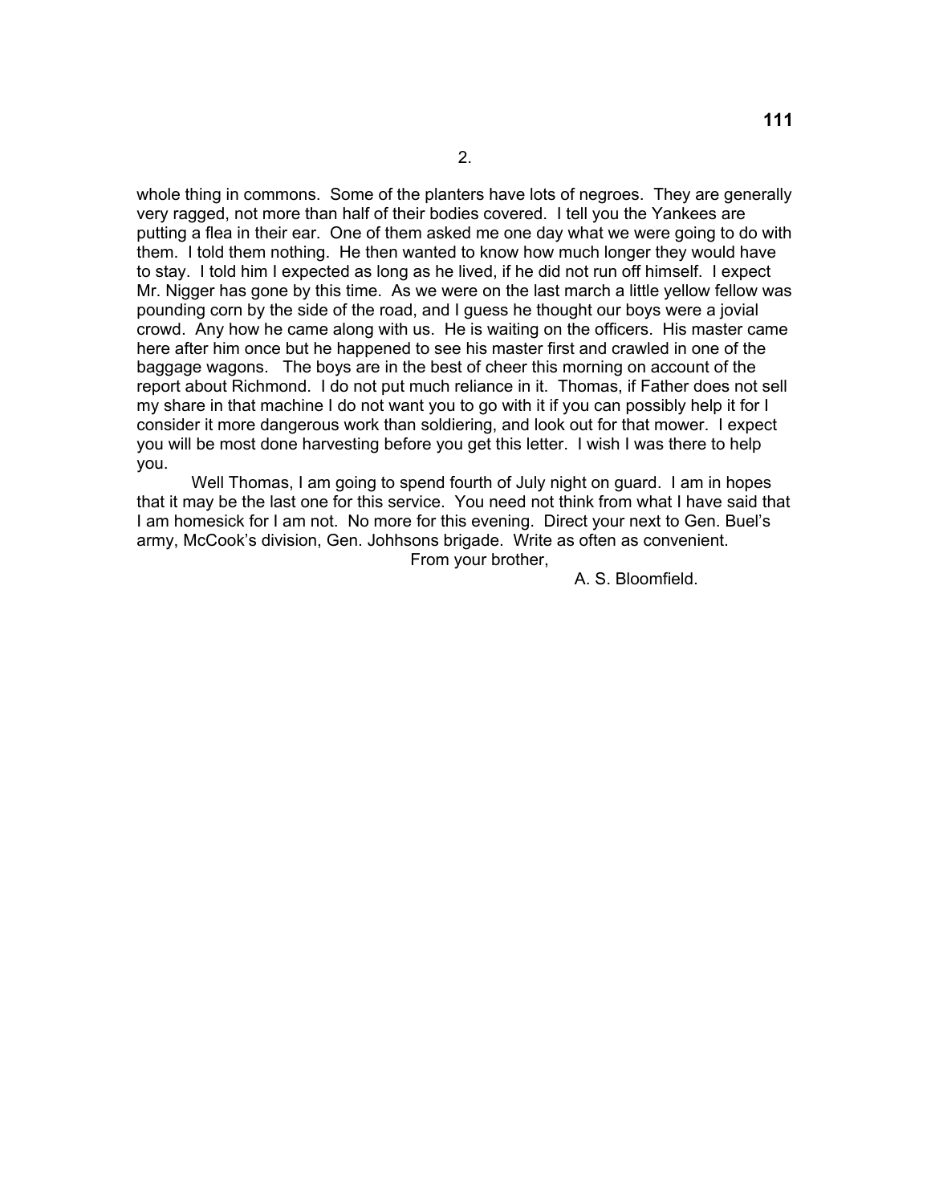2.

whole thing in commons. Some of the planters have lots of negroes. They are generally very ragged, not more than half of their bodies covered. I tell you the Yankees are putting a flea in their ear. One of them asked me one day what we were going to do with them. I told them nothing. He then wanted to know how much longer they would have to stay. I told him I expected as long as he lived, if he did not run off himself. I expect Mr. Nigger has gone by this time. As we were on the last march a little yellow fellow was pounding corn by the side of the road, and I guess he thought our boys were a jovial crowd. Any how he came along with us. He is waiting on the officers. His master came here after him once but he happened to see his master first and crawled in one of the baggage wagons. The boys are in the best of cheer this morning on account of the report about Richmond. I do not put much reliance in it. Thomas, if Father does not sell my share in that machine I do not want you to go with it if you can possibly help it for I consider it more dangerous work than soldiering, and look out for that mower. I expect you will be most done harvesting before you get this letter. I wish I was there to help you.

Well Thomas, I am going to spend fourth of July night on guard. I am in hopes that it may be the last one for this service. You need not think from what I have said that I am homesick for I am not. No more for this evening. Direct your next to Gen. Buel's army, McCook's division, Gen. Johhsons brigade. Write as often as convenient.

From your brother,

A. S. Bloomfield.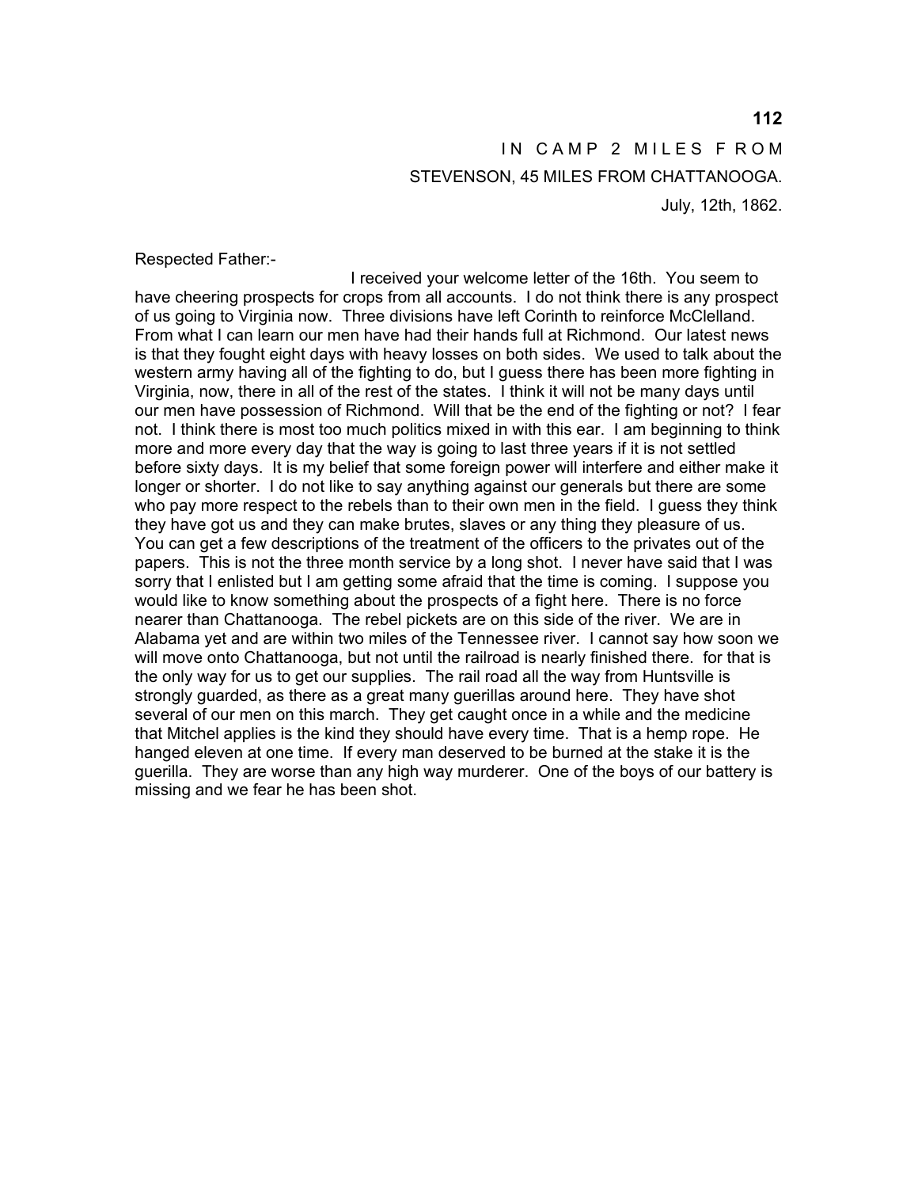IN CAMP 2 MILES FROM
STEVENSON, 45 MILES FROM CHATTANOOGA.
July, 12th, 1862.

Respected Father:-

I received your welcome letter of the 16th. You seem to have cheering prospects for crops from all accounts. I do not think there is any prospect of us going to Virginia now. Three divisions have left Corinth to reinforce McClelland. From what I can learn our men have had their hands full at Richmond. Our latest news is that they fought eight days with heavy losses on both sides. We used to talk about the western army having all of the fighting to do, but I guess there has been more fighting in Virginia, now, there in all of the rest of the states. I think it will not be many days until our men have possession of Richmond. Will that be the end of the fighting or not? I fear not. I think there is most too much politics mixed in with this ear. I am beginning to think more and more every day that the way is going to last three years if it is not settled before sixty days. It is my belief that some foreign power will interfere and either make it longer or shorter. I do not like to say anything against our generals but there are some who pay more respect to the rebels than to their own men in the field. I guess they think they have got us and they can make brutes, slaves or any thing they pleasure of us. You can get a few descriptions of the treatment of the officers to the privates out of the papers. This is not the three month service by a long shot. I never have said that I was sorry that I enlisted but I am getting some afraid that the time is coming. I suppose you would like to know something about the prospects of a fight here. There is no force nearer than Chattanooga. The rebel pickets are on this side of the river. We are in Alabama yet and are within two miles of the Tennessee river. I cannot say how soon we will move onto Chattanooga, but not until the railroad is nearly finished there. for that is the only way for us to get our supplies. The rail road all the way from Huntsville is strongly guarded, as there as a great many guerillas around here. They have shot several of our men on this march. They get caught once in a while and the medicine that Mitchel applies is the kind they should have every time. That is a hemp rope. He hanged eleven at one time. If every man deserved to be burned at the stake it is the guerilla. They are worse than any high way murderer. One of the boys of our battery is missing and we fear he has been shot.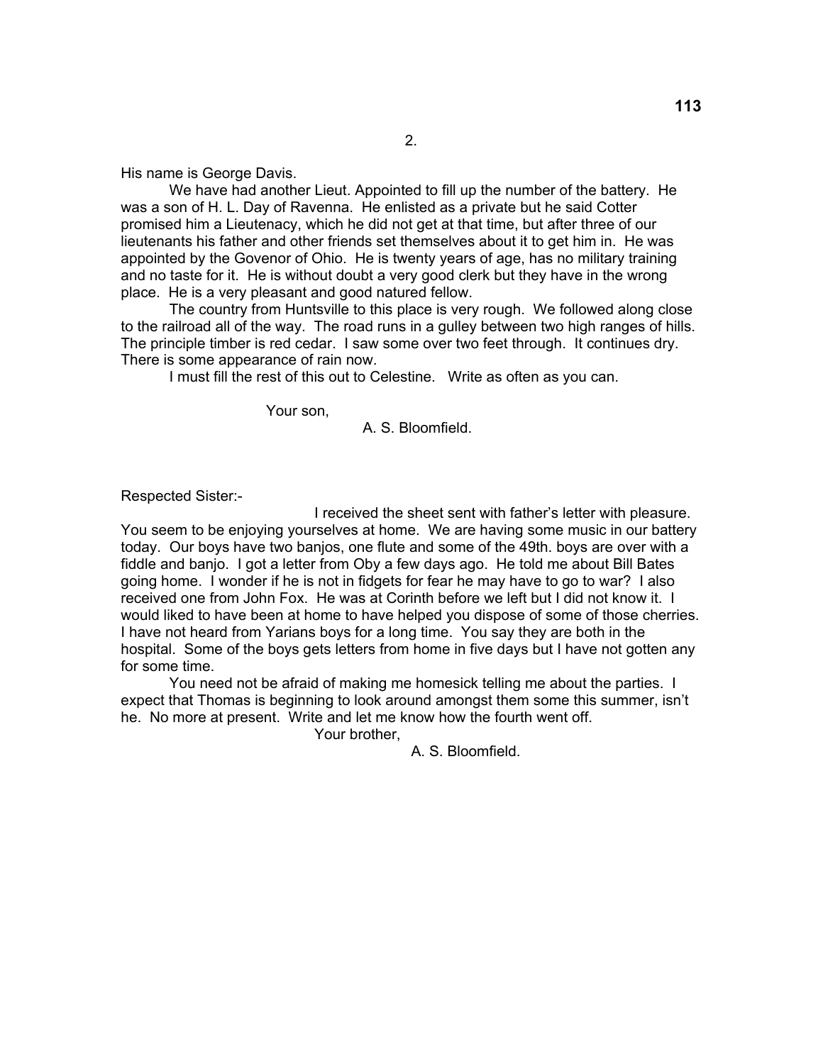2.

His name is George Davis.

We have had another Lieut. Appointed to fill up the number of the battery. He was a son of H. L. Day of Ravenna. He enlisted as a private but he said Cotter promised him a Lieutenacy, which he did not get at that time, but after three of our lieutenants his father and other friends set themselves about it to get him in. He was appointed by the Govenor of Ohio. He is twenty years of age, has no military training and no taste for it. He is without doubt a very good clerk but they have in the wrong place. He is a very pleasant and good natured fellow.

The country from Huntsville to this place is very rough. We followed along close to the railroad all of the way. The road runs in a gulley between two high ranges of hills. The principle timber is red cedar. I saw some over two feet through. It continues dry. There is some appearance of rain now.

I must fill the rest of this out to Celestine. Write as often as you can.

Your son,

A. S. Bloomfield.

Respected Sister:-

I received the sheet sent with father's letter with pleasure. You seem to be enjoying yourselves at home. We are having some music in our battery today. Our boys have two banjos, one flute and some of the 49th. boys are over with a fiddle and banjo. I got a letter from Oby a few days ago. He told me about Bill Bates going home. I wonder if he is not in fidgets for fear he may have to go to war? I also received one from John Fox. He was at Corinth before we left but I did not know it. I would liked to have been at home to have helped you dispose of some of those cherries. I have not heard from Yarians boys for a long time. You say they are both in the hospital. Some of the boys gets letters from home in five days but I have not gotten any for some time.

You need not be afraid of making me homesick telling me about the parties. I expect that Thomas is beginning to look around amongst them some this summer, isn't he. No more at present. Write and let me know how the fourth went off.

Your brother,

A. S. Bloomfield.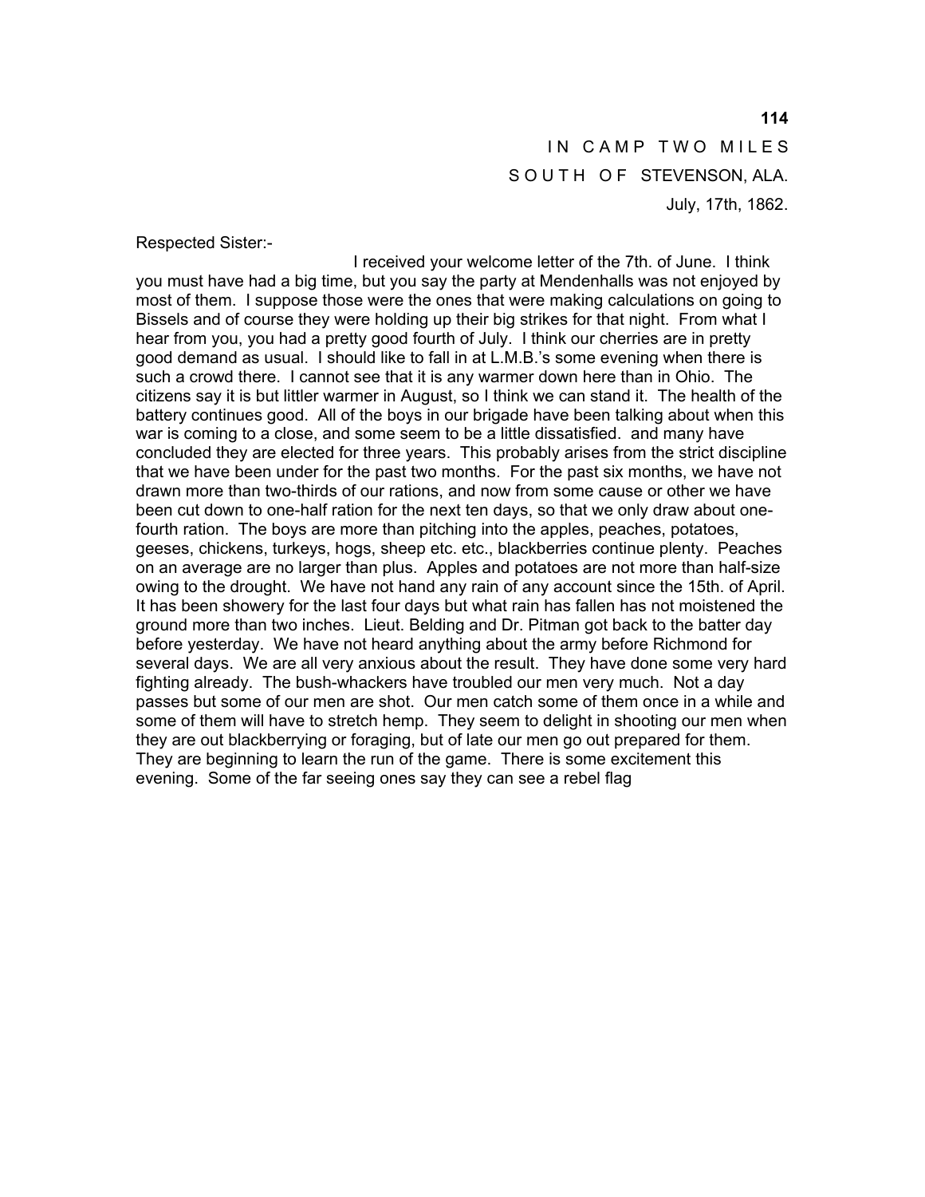IN CAMP TWO MILES
SOUTH OF STEVENSON, ALA.
July, 17th, 1862.

Respected Sister:-

I received your welcome letter of the 7th. of June. I think you must have had a big time, but you say the party at Mendenhalls was not enjoyed by most of them. I suppose those were the ones that were making calculations on going to Bissels and of course they were holding up their big strikes for that night. From what I hear from you, you had a pretty good fourth of July. I think our cherries are in pretty good demand as usual. I should like to fall in at L.M.B.'s some evening when there is such a crowd there. I cannot see that it is any warmer down here than in Ohio. The citizens say it is but littler warmer in August, so I think we can stand it. The health of the battery continues good. All of the boys in our brigade have been talking about when this war is coming to a close, and some seem to be a little dissatisfied. and many have concluded they are elected for three years. This probably arises from the strict discipline that we have been under for the past two months. For the past six months, we have not drawn more than two-thirds of our rations, and now from some cause or other we have been cut down to one-half ration for the next ten days, so that we only draw about one-fourth ration. The boys are more than pitching into the apples, peaches, potatoes, geeses, chickens, turkeys, hogs, sheep etc. etc., blackberries continue plenty. Peaches on an average are no larger than plus. Apples and potatoes are not more than half-size owing to the drought. We have not hand any rain of any account since the 15th. of April. It has been showery for the last four days but what rain has fallen has not moistened the ground more than two inches. Lieut. Belding and Dr. Pitman got back to the batter day before yesterday. We have not heard anything about the army before Richmond for several days. We are all very anxious about the result. They have done some very hard fighting already. The bush-whackers have troubled our men very much. Not a day passes but some of our men are shot. Our men catch some of them once in a while and some of them will have to stretch hemp. They seem to delight in shooting our men when they are out blackberrying or foraging, but of late our men go out prepared for them. They are beginning to learn the run of the game. There is some excitement this evening. Some of the far seeing ones say they can see a rebel flag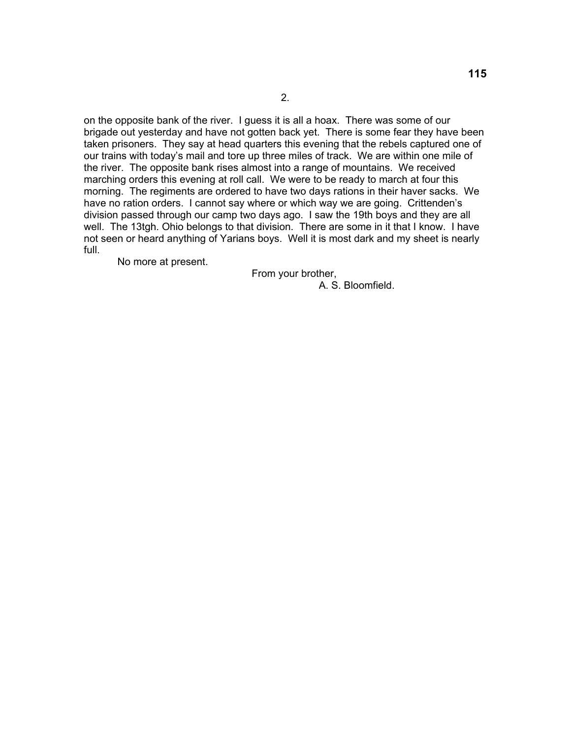2.

on the opposite bank of the river. I guess it is all a hoax. There was some of our brigade out yesterday and have not gotten back yet. There is some fear they have been taken prisoners. They say at head quarters this evening that the rebels captured one of our trains with today's mail and tore up three miles of track. We are within one mile of the river. The opposite bank rises almost into a range of mountains. We received marching orders this evening at roll call. We were to be ready to march at four this morning. The regiments are ordered to have two days rations in their haver sacks. We have no ration orders. I cannot say where or which way we are going. Crittenden's division passed through our camp two days ago. I saw the 19th boys and they are all well. The 13tgh. Ohio belongs to that division. There are some in it that I know. I have not seen or heard anything of Yarians boys. Well it is most dark and my sheet is nearly full.

No more at present.

From your brother,

A. S. Bloomfield.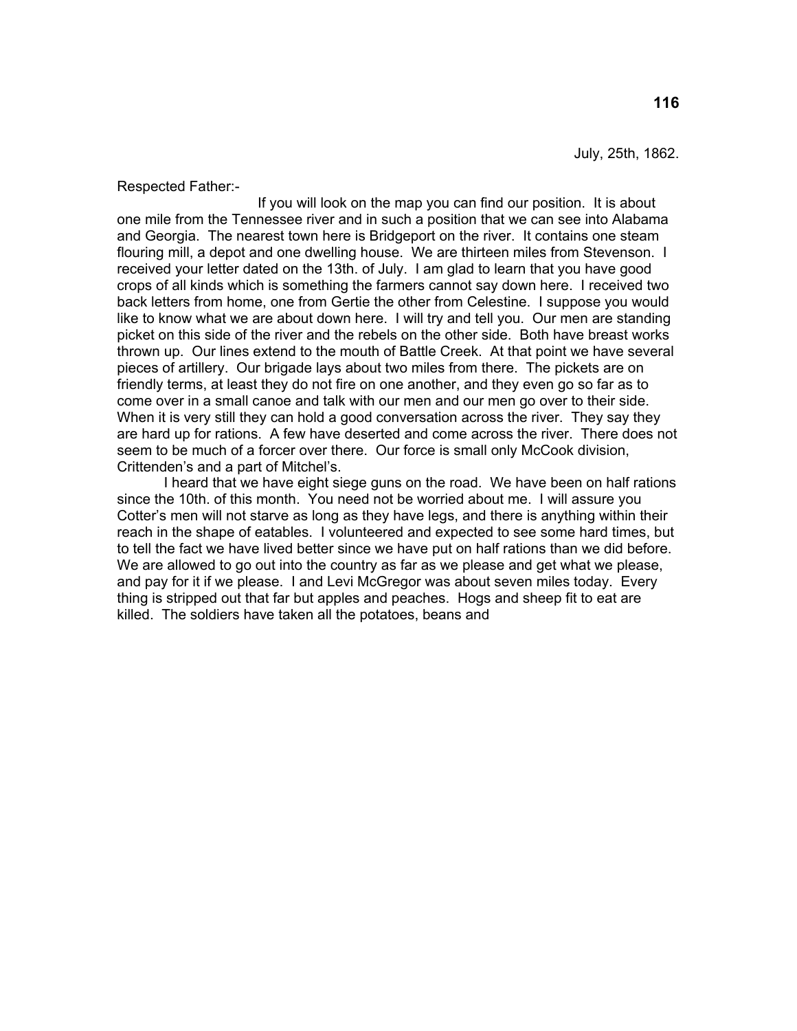July, 25th, 1862.

Respected Father:-

If you will look on the map you can find our position. It is about one mile from the Tennessee river and in such a position that we can see into Alabama and Georgia. The nearest town here is Bridgeport on the river. It contains one steam flouring mill, a depot and one dwelling house. We are thirteen miles from Stevenson. I received your letter dated on the 13th. of July. I am glad to learn that you have good crops of all kinds which is something the farmers cannot say down here. I received two back letters from home, one from Gertie the other from Celestine. I suppose you would like to know what we are about down here. I will try and tell you. Our men are standing picket on this side of the river and the rebels on the other side. Both have breast works thrown up. Our lines extend to the mouth of Battle Creek. At that point we have several pieces of artillery. Our brigade lays about two miles from there. The pickets are on friendly terms, at least they do not fire on one another, and they even go so far as to come over in a small canoe and talk with our men and our men go over to their side. When it is very still they can hold a good conversation across the river. They say they are hard up for rations. A few have deserted and come across the river. There does not seem to be much of a forcer over there. Our force is small only McCook division, Crittenden's and a part of Mitchel's.

I heard that we have eight siege guns on the road. We have been on half rations since the 10th. of this month. You need not be worried about me. I will assure you Cotter's men will not starve as long as they have legs, and there is anything within their reach in the shape of eatables. I volunteered and expected to see some hard times, but to tell the fact we have lived better since we have put on half rations than we did before. We are allowed to go out into the country as far as we please and get what we please, and pay for it if we please. I and Levi McGregor was about seven miles today. Every thing is stripped out that far but apples and peaches. Hogs and sheep fit to eat are killed. The soldiers have taken all the potatoes, beans and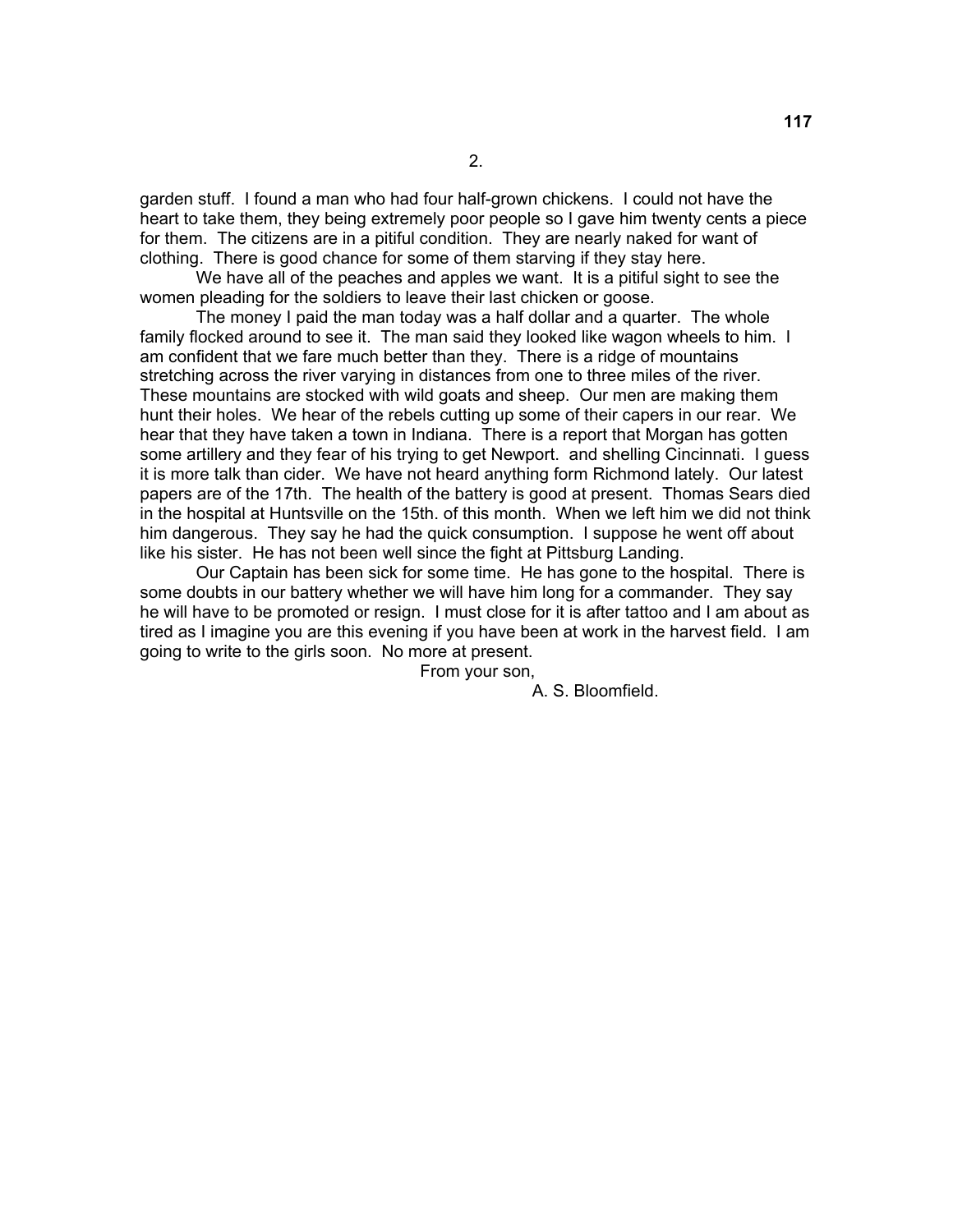2.

garden stuff. I found a man who had four half-grown chickens. I could not have the heart to take them, they being extremely poor people so I gave him twenty cents a piece for them. The citizens are in a pitiful condition. They are nearly naked for want of clothing. There is good chance for some of them starving if they stay here.

We have all of the peaches and apples we want. It is a pitiful sight to see the women pleading for the soldiers to leave their last chicken or goose.

The money I paid the man today was a half dollar and a quarter. The whole family flocked around to see it. The man said they looked like wagon wheels to him. I am confident that we fare much better than they. There is a ridge of mountains stretching across the river varying in distances from one to three miles of the river. These mountains are stocked with wild goats and sheep. Our men are making them hunt their holes. We hear of the rebels cutting up some of their capers in our rear. We hear that they have taken a town in Indiana. There is a report that Morgan has gotten some artillery and they fear of his trying to get Newport. and shelling Cincinnati. I guess it is more talk than cider. We have not heard anything form Richmond lately. Our latest papers are of the 17th. The health of the battery is good at present. Thomas Sears died in the hospital at Huntsville on the 15th. of this month. When we left him we did not think him dangerous. They say he had the quick consumption. I suppose he went off about like his sister. He has not been well since the fight at Pittsburg Landing.

Our Captain has been sick for some time. He has gone to the hospital. There is some doubts in our battery whether we will have him long for a commander. They say he will have to be promoted or resign. I must close for it is after tattoo and I am about as tired as I imagine you are this evening if you have been at work in the harvest field. I am going to write to the girls soon. No more at present.

From your son,

A. S. Bloomfield.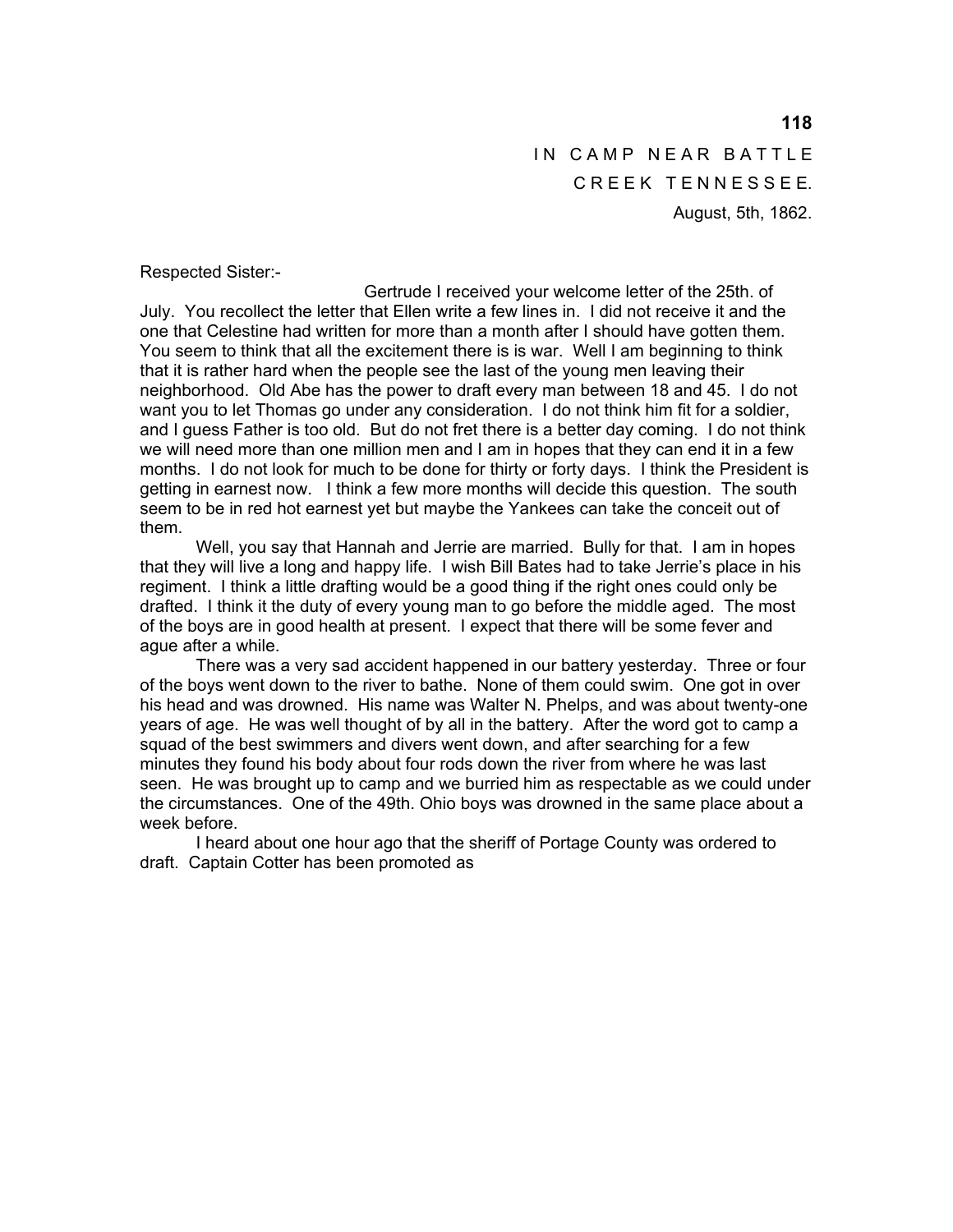IN CAMP NEAR BATTLE CREEK TENNESSEE.

August, 5th, 1862.

Respected Sister:-

Gertrude I received your welcome letter of the 25th. of July. You recollect the letter that Ellen write a few lines in. I did not receive it and the one that Celestine had written for more than a month after I should have gotten them. You seem to think that all the excitement there is is war. Well I am beginning to think that it is rather hard when the people see the last of the young men leaving their neighborhood. Old Abe has the power to draft every man between 18 and 45. I do not want you to let Thomas go under any consideration. I do not think him fit for a soldier, and I guess Father is too old. But do not fret there is a better day coming. I do not think we will need more than one million men and I am in hopes that they can end it in a few months. I do not look for much to be done for thirty or forty days. I think the President is getting in earnest now. I think a few more months will decide this question. The south seem to be in red hot earnest yet but maybe the Yankees can take the conceit out of them.

Well, you say that Hannah and Jerrie are married. Bully for that. I am in hopes that they will live a long and happy life. I wish Bill Bates had to take Jerrie's place in his regiment. I think a little drafting would be a good thing if the right ones could only be drafted. I think it the duty of every young man to go before the middle aged. The most of the boys are in good health at present. I expect that there will be some fever and ague after a while.

There was a very sad accident happened in our battery yesterday. Three or four of the boys went down to the river to bathe. None of them could swim. One got in over his head and was drowned. His name was Walter N. Phelps, and was about twenty-one years of age. He was well thought of by all in the battery. After the word got to camp a squad of the best swimmers and divers went down, and after searching for a few minutes they found his body about four rods down the river from where he was last seen. He was brought up to camp and we burried him as respectable as we could under the circumstances. One of the 49th. Ohio boys was drowned in the same place about a week before.

I heard about one hour ago that the sheriff of Portage County was ordered to draft. Captain Cotter has been promoted as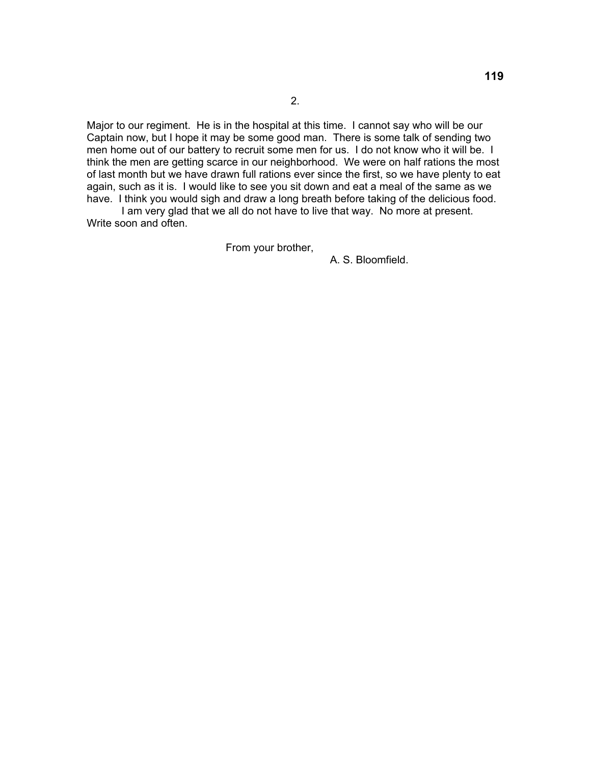2.

Major to our regiment. He is in the hospital at this time. I cannot say who will be our Captain now, but I hope it may be some good man. There is some talk of sending two men home out of our battery to recruit some men for us. I do not know who it will be. I think the men are getting scarce in our neighborhood. We were on half rations the most of last month but we have drawn full rations ever since the first, so we have plenty to eat again, such as it is. I would like to see you sit down and eat a meal of the same as we have. I think you would sigh and draw a long breath before taking of the delicious food.

I am very glad that we all do not have to live that way. No more at present. Write soon and often.

From your brother,

A. S. Bloomfield.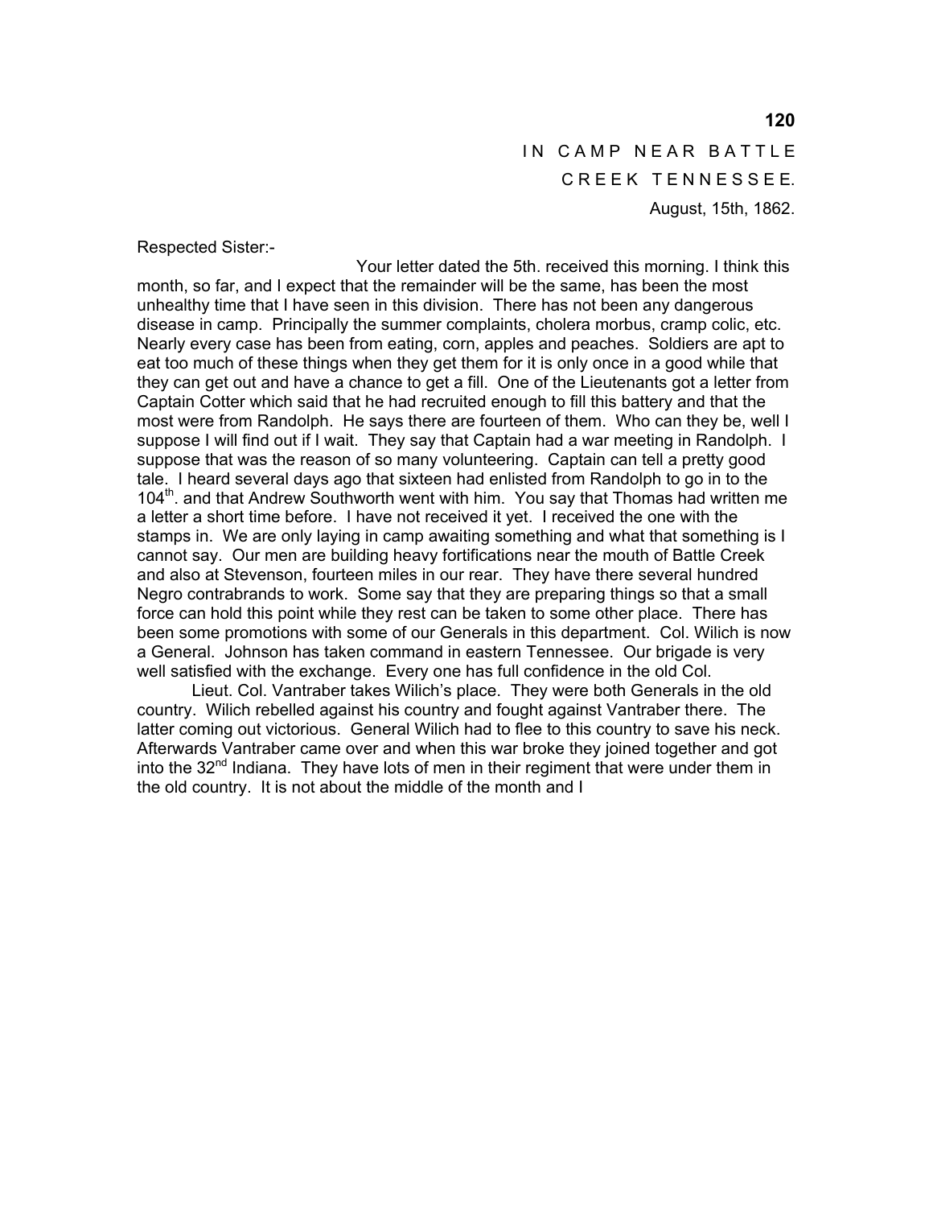IN CAMP NEAR BATTLE CREEK TENNESSEE.

August, 15th, 1862.

Respected Sister:-

Your letter dated the 5th. received this morning. I think this month, so far, and I expect that the remainder will be the same, has been the most unhealthy time that I have seen in this division. There has not been any dangerous disease in camp. Principally the summer complaints, cholera morbus, cramp colic, etc. Nearly every case has been from eating, corn, apples and peaches. Soldiers are apt to eat too much of these things when they get them for it is only once in a good while that they can get out and have a chance to get a fill. One of the Lieutenants got a letter from Captain Cotter which said that he had recruited enough to fill this battery and that the most were from Randolph. He says there are fourteen of them. Who can they be, well I suppose I will find out if I wait. They say that Captain had a war meeting in Randolph. I suppose that was the reason of so many volunteering. Captain can tell a pretty good tale. I heard several days ago that sixteen had enlisted from Randolph to go in to the 104th. and that Andrew Southworth went with him. You say that Thomas had written me a letter a short time before. I have not received it yet. I received the one with the stamps in. We are only laying in camp awaiting something and what that something is I cannot say. Our men are building heavy fortifications near the mouth of Battle Creek and also at Stevenson, fourteen miles in our rear. They have there several hundred Negro contrabrands to work. Some say that they are preparing things so that a small force can hold this point while they rest can be taken to some other place. There has been some promotions with some of our Generals in this department. Col. Wilich is now a General. Johnson has taken command in eastern Tennessee. Our brigade is very well satisfied with the exchange. Every one has full confidence in the old Col.

Lieut. Col. Vantraber takes Wilich's place. They were both Generals in the old country. Wilich rebelled against his country and fought against Vantraber there. The latter coming out victorious. General Wilich had to flee to this country to save his neck. Afterwards Vantraber came over and when this war broke they joined together and got into the 32nd Indiana. They have lots of men in their regiment that were under them in the old country. It is not about the middle of the month and I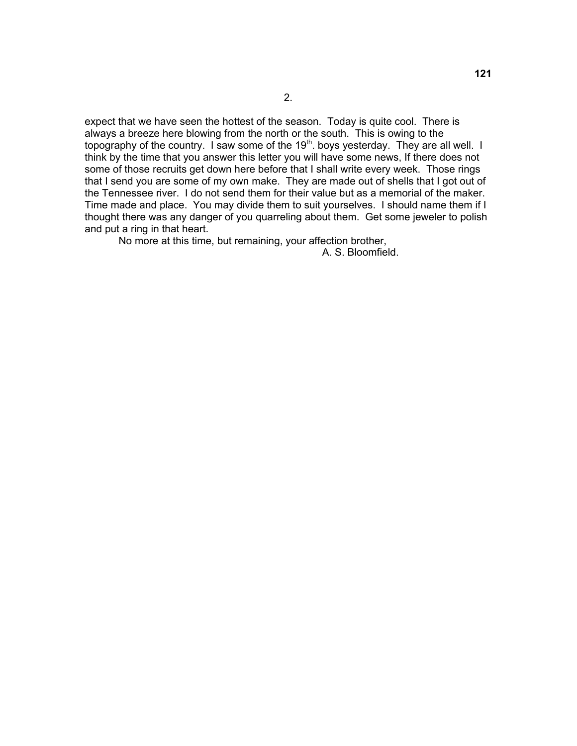2.

expect that we have seen the hottest of the season. Today is quite cool. There is always a breeze here blowing from the north or the south. This is owing to the topography of the country. I saw some of the 19th. boys yesterday. They are all well. I think by the time that you answer this letter you will have some news, If there does not some of those recruits get down here before that I shall write every week. Those rings that I send you are some of my own make. They are made out of shells that I got out of the Tennessee river. I do not send them for their value but as a memorial of the maker. Time made and place. You may divide them to suit yourselves. I should name them if I thought there was any danger of you quarreling about them. Get some jeweler to polish and put a ring in that heart.

No more at this time, but remaining, your affection brother,

A. S. Bloomfield.